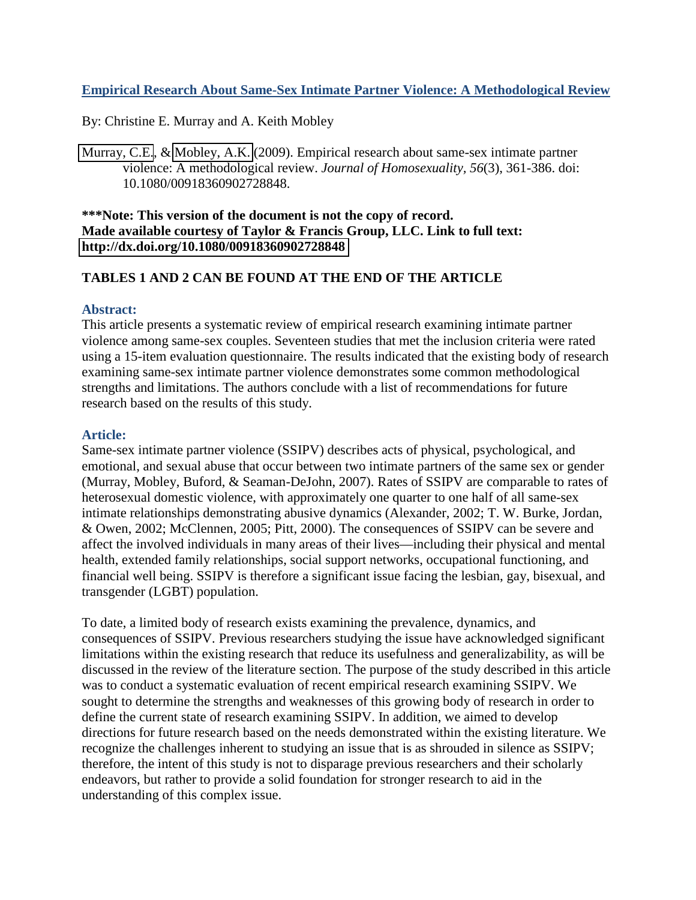# [Empirical Research About Same-Sex Intimate Partner Violence: A Methodological Review](http://dx.doi.org/10.1080/00918360902728848)

By: Christine E. Murray and A. Keith Mobley

Murray, C.E., & Mobley, A.K. (2009). Empirical research about same-sex intimate partner violence: A methodological review. *Journal of Homosexuality, 56*(3), 361-386. doi: 10.1080/00918360902728848.

**\*\*\*Note: This version of the document is not the copy of record. Made available courtesy of Taylor & Francis Group, LLC. Link to full text: http://dx.doi.org/10.1080/00918360902728848**

**TABLES 1 AND 2 CAN BE FOUND AT THE END OF THE ARTICLE**

## Abstract:

This article presents a systematic review of empirical research examining intimate partner violence among same-sex couples. Seventeen studies that met the inclusion criteria were rated using a 15-item evaluation questionnaire. The results indicated that the existing body of research examining same-sex intimate partner violence demonstrates some common methodological strengths and limitations. The authors conclude with a list of recommendations for future research based on the results of this study.

## Article:

Same-sex intimate partner violence (SSIPV) describes acts of physical, psychological, and emotional, and sexual abuse that occur between two intimate partners of the same sex or gender (Murray, Mobley, Buford, & Seaman-DeJohn, 2007). Rates of SSIPV are comparable to rates of heterosexual domestic violence, with approximately one quarter to one half of all same-sex intimate relationships demonstrating abusive dynamics (Alexander, 2002; T. W. Burke, Jordan, & Owen, 2002; McClennen, 2005; Pitt, 2000). The consequences of SSIPV can be severe and affect the involved individuals in many areas of their lives—including their physical and mental health, extended family relationships, social support networks, occupational functioning, and financial well being. SSIPV is therefore a significant issue facing the lesbian, gay, bisexual, and transgender (LGBT) population.

To date, a limited body of research exists examining the prevalence, dynamics, and consequences of SSIPV. Previous researchers studying the issue have acknowledged significant limitations within the existing research that reduce its usefulness and generalizability, as will be discussed in the review of the literature section. The purpose of the study described in this article was to conduct a systematic evaluation of recent empirical research examining SSIPV. We sought to determine the strengths and weaknesses of this growing body of research in order to define the current state of research examining SSIPV. In addition, we aimed to develop directions for future research based on the needs demonstrated within the existing literature. We recognize the challenges inherent to studying an issue that is as shrouded in silence as SSIPV; therefore, the intent of this study is not to disparage previous researchers and their scholarly endeavors, but rather to provide a solid foundation for stronger research to aid in the understanding of this complex issue.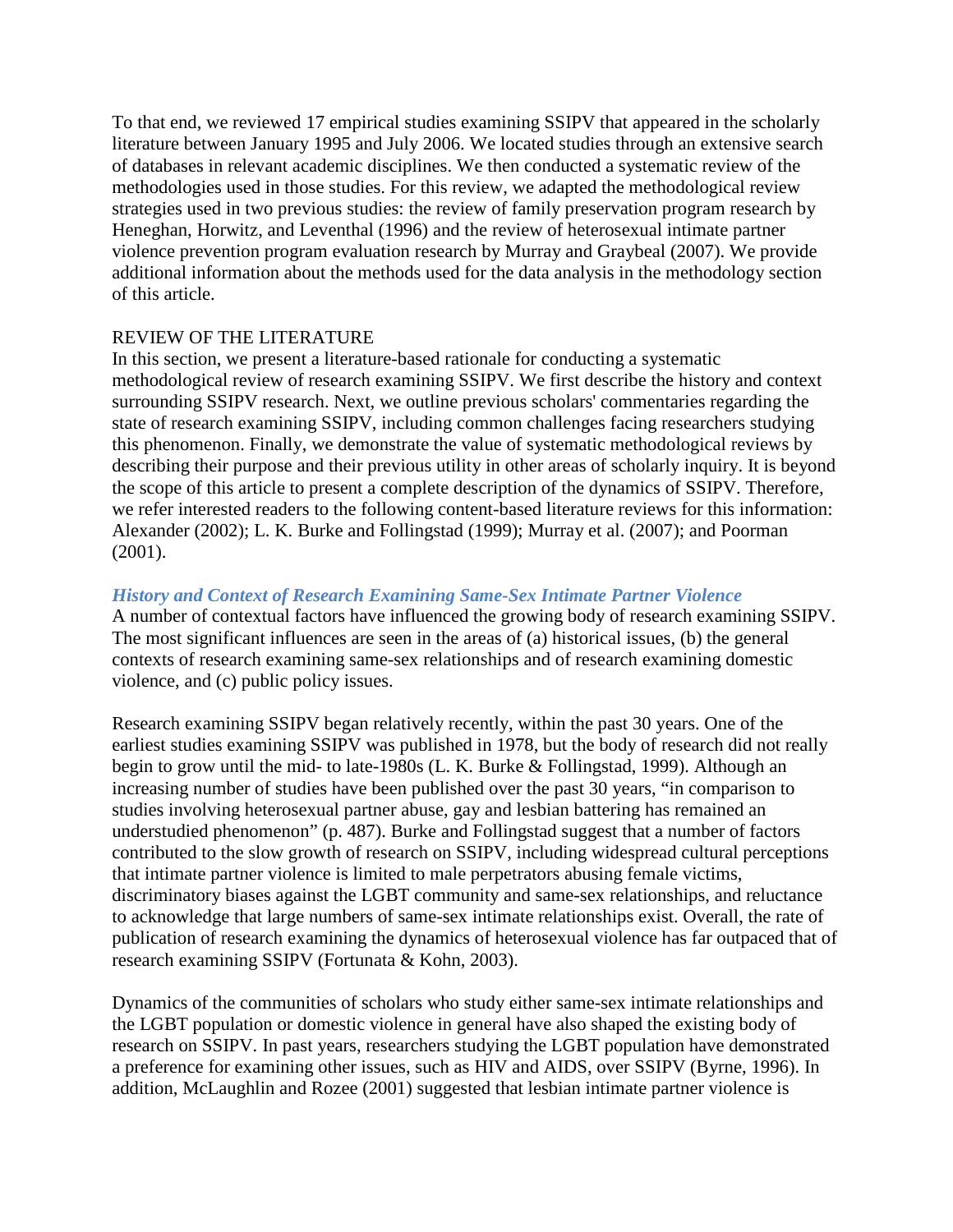To that end, we reviewed 17 empirical studies examining SSIPV that appeared in the scholarly literature between January 1995 and July 2006. We located studies through an extensive search of databases in relevant academic disciplines. We then conducted a systematic review of the methodologies used in those studies. For this review, we adapted the methodological review strategies used in two previous studies: the review of family preservation program research by Heneghan, Horwitz, and Leventhal (1996) and the review of heterosexual intimate partner violence prevention program evaluation research by Murray and Graybeal (2007). We provide additional information about the methods used for the data analysis in the methodology section of this article.

## REVIEW OF THE LITERATURE

In this section, we present a literature-based rationale for conducting a systematic methodological review of research examining SSIPV. We first describe the history and context surrounding SSIPV research. Next, we outline previous scholars' commentaries regarding the state of research examining SSIPV, including common challenges facing researchers studying this phenomenon. Finally, we demonstrate the value of systematic methodological reviews by describing their purpose and their previous utility in other areas of scholarly inquiry. It is beyond the scope of this article to present a complete description of the dynamics of SSIPV. Therefore, we refer interested readers to the following content-based literature reviews for this information: Alexander (2002); L. K. Burke and Follingstad (1999); Murray et al. (2007); and Poorman (2001).

### *History and Context of Research Examining Same-Sex Intimate Partner Violence*

A number of contextual factors have influenced the growing body of research examining SSIPV. The most significant influences are seen in the areas of (a) historical issues, (b) the general contexts of research examining same-sex relationships and of research examining domestic violence, and (c) public policy issues.

Research examining SSIPV began relatively recently, within the past 30 years. One of the earliest studies examining SSIPV was published in 1978, but the body of research did not really begin to grow until the mid- to late-1980s (L. K. Burke & Follingstad, 1999). Although an increasing number of studies have been published over the past 30 years, "in comparison to studies involving heterosexual partner abuse, gay and lesbian battering has remained an understudied phenomenon" (p. 487). Burke and Follingstad suggest that a number of factors contributed to the slow growth of research on SSIPV, including widespread cultural perceptions that intimate partner violence is limited to male perpetrators abusing female victims, discriminatory biases against the LGBT community and same-sex relationships, and reluctance to acknowledge that large numbers of same-sex intimate relationships exist. Overall, the rate of publication of research examining the dynamics of heterosexual violence has far outpaced that of research examining SSIPV (Fortunata & Kohn, 2003).

Dynamics of the communities of scholars who study either same-sex intimate relationships and the LGBT population or domestic violence in general have also shaped the existing body of research on SSIPV. In past years, researchers studying the LGBT population have demonstrated a preference for examining other issues, such as HIV and AIDS, over SSIPV (Byrne, 1996). In addition, McLaughlin and Rozee (2001) suggested that lesbian intimate partner violence is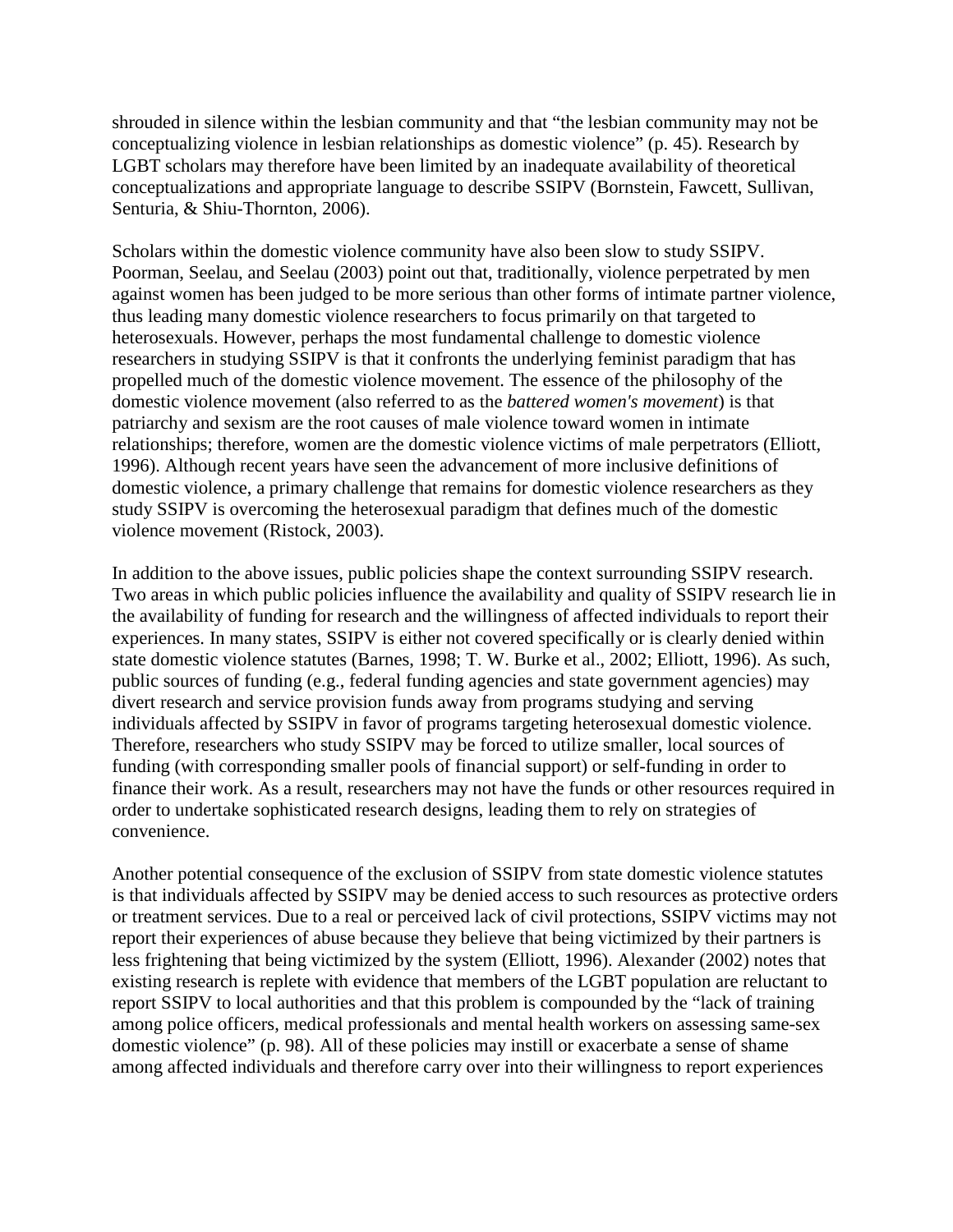shrouded in silence within the lesbian community and that "the lesbian community may not be conceptualizing violence in lesbian relationships as domestic violence" (p. 45). Research by LGBT scholars may therefore have been limited by an inadequate availability of theoretical conceptualizations and appropriate language to describe SSIPV (Bornstein, Fawcett, Sullivan, Senturia, & Shiu-Thornton, 2006).

Scholars within the domestic violence community have also been slow to study SSIPV. Poorman, Seelau, and Seelau (2003) point out that, traditionally, violence perpetrated by men against women has been judged to be more serious than other forms of intimate partner violence, thus leading many domestic violence researchers to focus primarily on that targeted to heterosexuals. However, perhaps the most fundamental challenge to domestic violence researchers in studying SSIPV is that it confronts the underlying feminist paradigm that has propelled much of the domestic violence movement. The essence of the philosophy of the domestic violence movement (also referred to as the *battered women's movement*) is that patriarchy and sexism are the root causes of male violence toward women in intimate relationships; therefore, women are the domestic violence victims of male perpetrators (Elliott, 1996). Although recent years have seen the advancement of more inclusive definitions of domestic violence, a primary challenge that remains for domestic violence researchers as they study SSIPV is overcoming the heterosexual paradigm that defines much of the domestic violence movement (Ristock, 2003).

In addition to the above issues, public policies shape the context surrounding SSIPV research. Two areas in which public policies influence the availability and quality of SSIPV research lie in the availability of funding for research and the willingness of affected individuals to report their experiences. In many states, SSIPV is either not covered specifically or is clearly denied within state domestic violence statutes (Barnes, 1998; T. W. Burke et al., 2002; Elliott, 1996). As such, public sources of funding (e.g., federal funding agencies and state government agencies) may divert research and service provision funds away from programs studying and serving individuals affected by SSIPV in favor of programs targeting heterosexual domestic violence. Therefore, researchers who study SSIPV may be forced to utilize smaller, local sources of funding (with corresponding smaller pools of financial support) or self-funding in order to finance their work. As a result, researchers may not have the funds or other resources required in order to undertake sophisticated research designs, leading them to rely on strategies of convenience.

Another potential consequence of the exclusion of SSIPV from state domestic violence statutes is that individuals affected by SSIPV may be denied access to such resources as protective orders or treatment services. Due to a real or perceived lack of civil protections, SSIPV victims may not report their experiences of abuse because they believe that being victimized by their partners is less frightening that being victimized by the system (Elliott, 1996). Alexander (2002) notes that existing research is replete with evidence that members of the LGBT population are reluctant to report SSIPV to local authorities and that this problem is compounded by the "lack of training among police officers, medical professionals and mental health workers on assessing same-sex domestic violence" (p. 98). All of these policies may instill or exacerbate a sense of shame among affected individuals and therefore carry over into their willingness to report experiences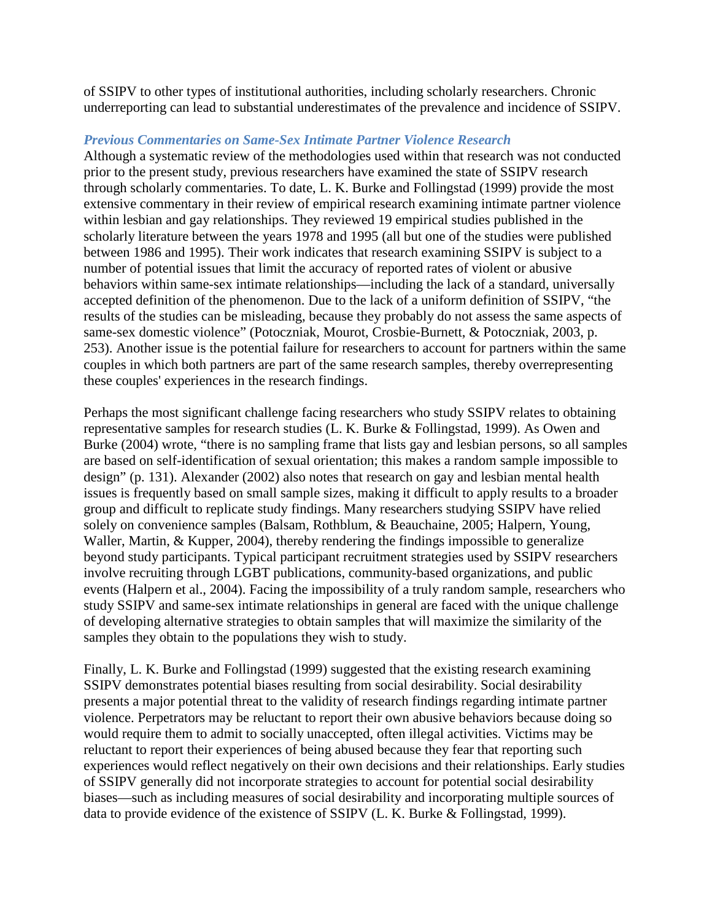of SSIPV to other types of institutional authorities, including scholarly researchers. Chronic underreporting can lead to substantial underestimates of the prevalence and incidence of SSIPV.

### *Previous Commentaries on Same-Sex Intimate Partner Violence Research*

Although a systematic review of the methodologies used within that research was not conducted prior to the present study, previous researchers have examined the state of SSIPV research through scholarly commentaries. To date, L. K. Burke and Follingstad (1999) provide the most extensive commentary in their review of empirical research examining intimate partner violence within lesbian and gay relationships. They reviewed 19 empirical studies published in the scholarly literature between the years 1978 and 1995 (all but one of the studies were published between 1986 and 1995). Their work indicates that research examining SSIPV is subject to a number of potential issues that limit the accuracy of reported rates of violent or abusive behaviors within same-sex intimate relationships—including the lack of a standard, universally accepted definition of the phenomenon. Due to the lack of a uniform definition of SSIPV, "the results of the studies can be misleading, because they probably do not assess the same aspects of same-sex domestic violence" (Potoczniak, Mourot, Crosbie-Burnett, & Potoczniak, 2003, p. 253). Another issue is the potential failure for researchers to account for partners within the same couples in which both partners are part of the same research samples, thereby overrepresenting these couples' experiences in the research findings.

Perhaps the most significant challenge facing researchers who study SSIPV relates to obtaining representative samples for research studies (L. K. Burke & Follingstad, 1999). As Owen and Burke (2004) wrote, "there is no sampling frame that lists gay and lesbian persons, so all samples are based on self-identification of sexual orientation; this makes a random sample impossible to design" (p. 131). Alexander (2002) also notes that research on gay and lesbian mental health issues is frequently based on small sample sizes, making it difficult to apply results to a broader group and difficult to replicate study findings. Many researchers studying SSIPV have relied solely on convenience samples (Balsam, Rothblum, & Beauchaine, 2005; Halpern, Young, Waller, Martin, & Kupper, 2004), thereby rendering the findings impossible to generalize beyond study participants. Typical participant recruitment strategies used by SSIPV researchers involve recruiting through LGBT publications, community-based organizations, and public events (Halpern et al., 2004). Facing the impossibility of a truly random sample, researchers who study SSIPV and same-sex intimate relationships in general are faced with the unique challenge of developing alternative strategies to obtain samples that will maximize the similarity of the samples they obtain to the populations they wish to study.

Finally, L. K. Burke and Follingstad (1999) suggested that the existing research examining SSIPV demonstrates potential biases resulting from social desirability. Social desirability presents a major potential threat to the validity of research findings regarding intimate partner violence. Perpetrators may be reluctant to report their own abusive behaviors because doing so would require them to admit to socially unaccepted, often illegal activities. Victims may be reluctant to report their experiences of being abused because they fear that reporting such experiences would reflect negatively on their own decisions and their relationships. Early studies of SSIPV generally did not incorporate strategies to account for potential social desirability biases—such as including measures of social desirability and incorporating multiple sources of data to provide evidence of the existence of SSIPV (L. K. Burke & Follingstad, 1999).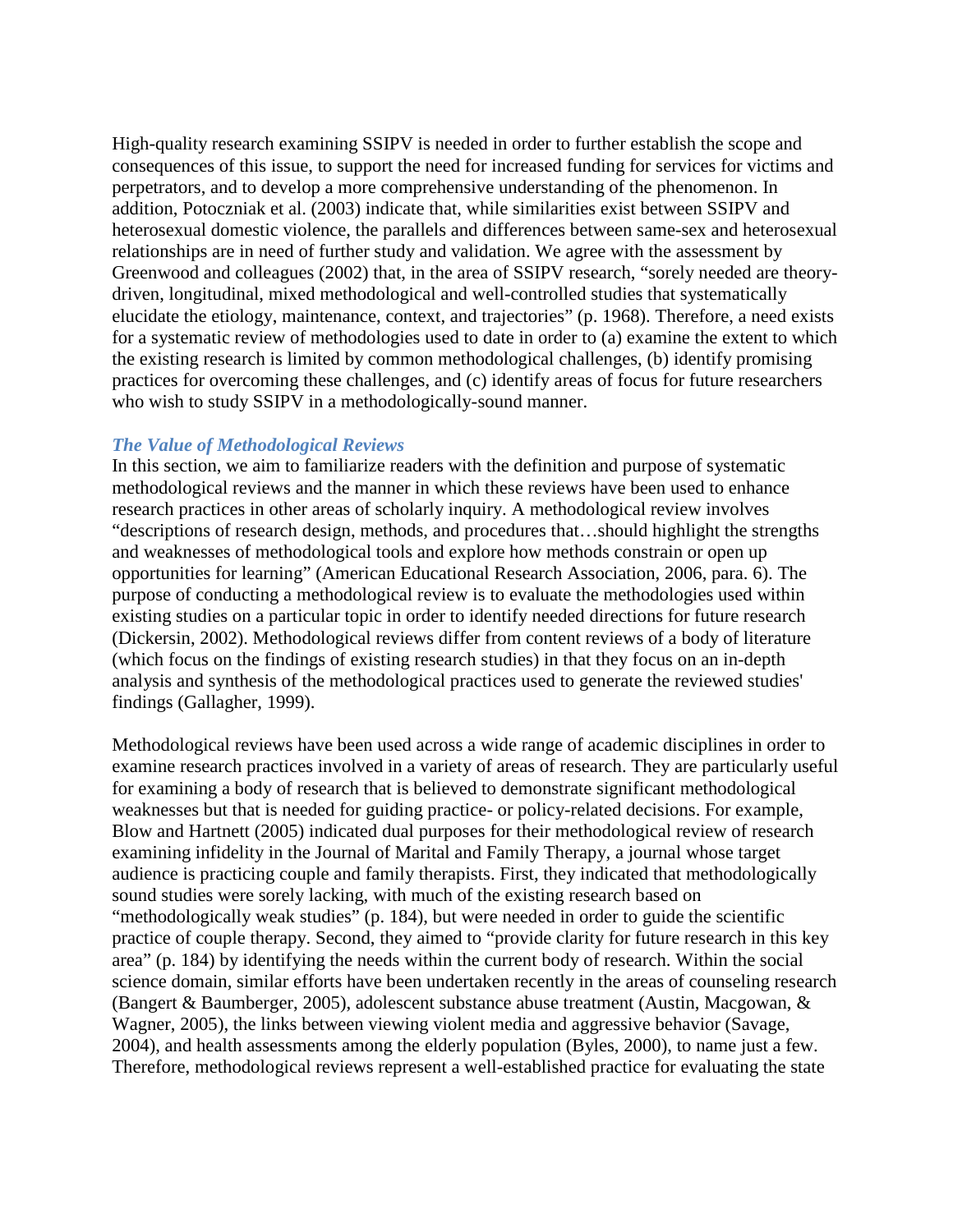High-quality research examining SSIPV is needed in order to further establish the scope and consequences of this issue, to support the need for increased funding for services for victims and perpetrators, and to develop a more comprehensive understanding of the phenomenon. In addition, Potoczniak et al. (2003) indicate that, while similarities exist between SSIPV and heterosexual domestic violence, the parallels and differences between same-sex and heterosexual relationships are in need of further study and validation. We agree with the assessment by Greenwood and colleagues (2002) that, in the area of SSIPV research, "sorely needed are theory-driven, longitudinal, mixed methodological and well-controlled studies that systematically elucidate the etiology, maintenance, context, and trajectories" (p. 1968). Therefore, a need exists for a systematic review of methodologies used to date in order to (a) examine the extent to which the existing research is limited by common methodological challenges, (b) identify promising practices for overcoming these challenges, and (c) identify areas of focus for future researchers who wish to study SSIPV in a methodologically-sound manner.

### *The Value of Methodological Reviews*

In this section, we aim to familiarize readers with the definition and purpose of systematic methodological reviews and the manner in which these reviews have been used to enhance research practices in other areas of scholarly inquiry. A methodological review involves "descriptions of research design, methods, and procedures that…should highlight the strengths and weaknesses of methodological tools and explore how methods constrain or open up opportunities for learning" (American Educational Research Association, 2006, para. 6). The purpose of conducting a methodological review is to evaluate the methodologies used within existing studies on a particular topic in order to identify needed directions for future research (Dickersin, 2002). Methodological reviews differ from content reviews of a body of literature (which focus on the findings of existing research studies) in that they focus on an in-depth analysis and synthesis of the methodological practices used to generate the reviewed studies' findings (Gallagher, 1999).

Methodological reviews have been used across a wide range of academic disciplines in order to examine research practices involved in a variety of areas of research. They are particularly useful for examining a body of research that is believed to demonstrate significant methodological weaknesses but that is needed for guiding practice- or policy-related decisions. For example, Blow and Hartnett (2005) indicated dual purposes for their methodological review of research examining infidelity in the Journal of Marital and Family Therapy, a journal whose target audience is practicing couple and family therapists. First, they indicated that methodologically sound studies were sorely lacking, with much of the existing research based on "methodologically weak studies" (p. 184), but were needed in order to guide the scientific practice of couple therapy. Second, they aimed to "provide clarity for future research in this key area" (p. 184) by identifying the needs within the current body of research. Within the social science domain, similar efforts have been undertaken recently in the areas of counseling research (Bangert & Baumberger, 2005), adolescent substance abuse treatment (Austin, Macgowan, & Wagner, 2005), the links between viewing violent media and aggressive behavior (Savage, 2004), and health assessments among the elderly population (Byles, 2000), to name just a few. Therefore, methodological reviews represent a well-established practice for evaluating the state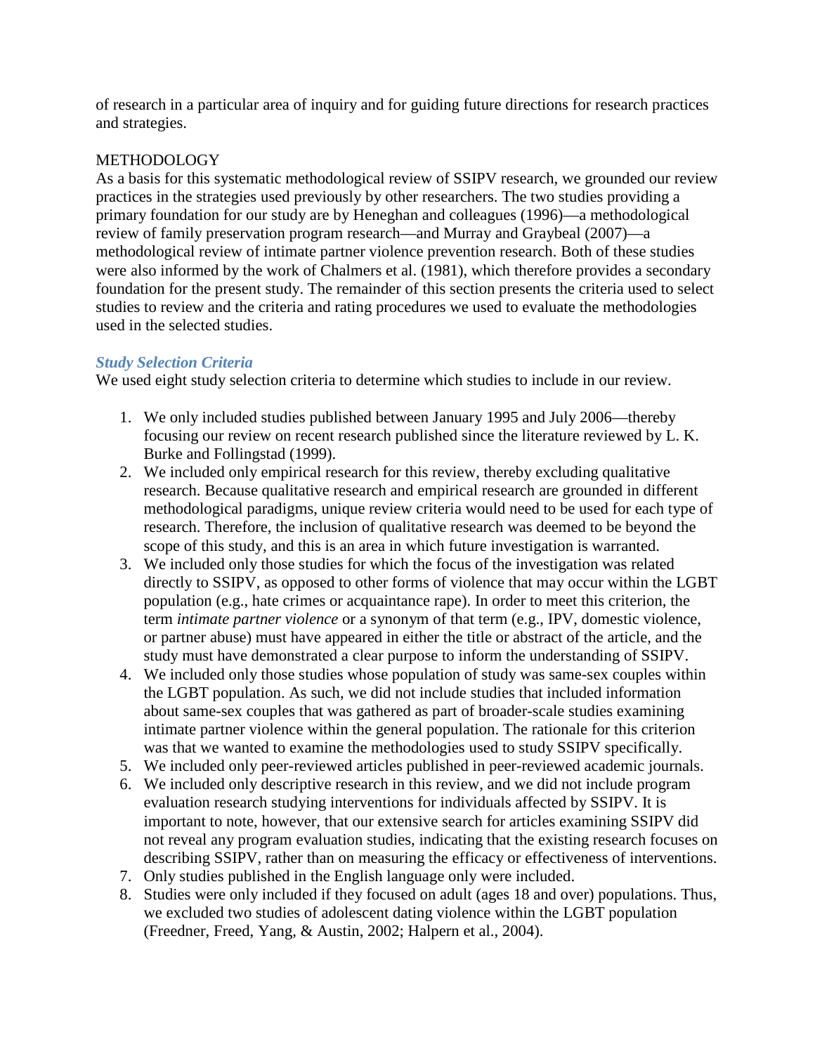of research in a particular area of inquiry and for guiding future directions for research practices and strategies.

## METHODOLOGY

As a basis for this systematic methodological review of SSIPV research, we grounded our review practices in the strategies used previously by other researchers. The two studies providing a primary foundation for our study are by Heneghan and colleagues (1996)—a methodological review of family preservation program research—and Murray and Graybeal (2007)—a methodological review of intimate partner violence prevention research. Both of these studies were also informed by the work of Chalmers et al. (1981), which therefore provides a secondary foundation for the present study. The remainder of this section presents the criteria used to select studies to review and the criteria and rating procedures we used to evaluate the methodologies used in the selected studies.

### *Study Selection Criteria*

We used eight study selection criteria to determine which studies to include in our review.

1. We only included studies published between January 1995 and July 2006—thereby focusing our review on recent research published since the literature reviewed by L. K. Burke and Follingstad (1999).
2. We included only empirical research for this review, thereby excluding qualitative research. Because qualitative research and empirical research are grounded in different methodological paradigms, unique review criteria would need to be used for each type of research. Therefore, the inclusion of qualitative research was deemed to be beyond the scope of this study, and this is an area in which future investigation is warranted.
3. We included only those studies for which the focus of the investigation was related directly to SSIPV, as opposed to other forms of violence that may occur within the LGBT population (e.g., hate crimes or acquaintance rape). In order to meet this criterion, the term *intimate partner violence* or a synonym of that term (e.g., IPV, domestic violence, or partner abuse) must have appeared in either the title or abstract of the article, and the study must have demonstrated a clear purpose to inform the understanding of SSIPV.
4. We included only those studies whose population of study was same-sex couples within the LGBT population. As such, we did not include studies that included information about same-sex couples that was gathered as part of broader-scale studies examining intimate partner violence within the general population. The rationale for this criterion was that we wanted to examine the methodologies used to study SSIPV specifically.
5. We included only peer-reviewed articles published in peer-reviewed academic journals.
6. We included only descriptive research in this review, and we did not include program evaluation research studying interventions for individuals affected by SSIPV. It is important to note, however, that our extensive search for articles examining SSIPV did not reveal any program evaluation studies, indicating that the existing research focuses on describing SSIPV, rather than on measuring the efficacy or effectiveness of interventions.
7. Only studies published in the English language only were included.
8. Studies were only included if they focused on adult (ages 18 and over) populations. Thus, we excluded two studies of adolescent dating violence within the LGBT population (Freedner, Freed, Yang, & Austin, 2002; Halpern et al., 2004).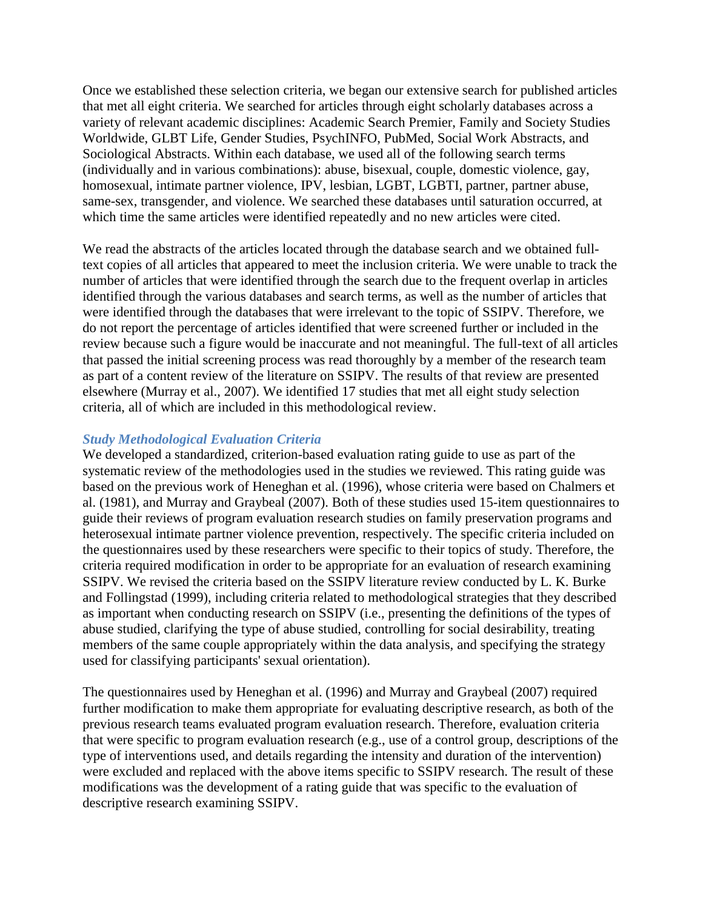Once we established these selection criteria, we began our extensive search for published articles that met all eight criteria. We searched for articles through eight scholarly databases across a variety of relevant academic disciplines: Academic Search Premier, Family and Society Studies Worldwide, GLBT Life, Gender Studies, PsychINFO, PubMed, Social Work Abstracts, and Sociological Abstracts. Within each database, we used all of the following search terms (individually and in various combinations): abuse, bisexual, couple, domestic violence, gay, homosexual, intimate partner violence, IPV, lesbian, LGBT, LGBTI, partner, partner abuse, same-sex, transgender, and violence. We searched these databases until saturation occurred, at which time the same articles were identified repeatedly and no new articles were cited.

We read the abstracts of the articles located through the database search and we obtained full-text copies of all articles that appeared to meet the inclusion criteria. We were unable to track the number of articles that were identified through the search due to the frequent overlap in articles identified through the various databases and search terms, as well as the number of articles that were identified through the databases that were irrelevant to the topic of SSIPV. Therefore, we do not report the percentage of articles identified that were screened further or included in the review because such a figure would be inaccurate and not meaningful. The full-text of all articles that passed the initial screening process was read thoroughly by a member of the research team as part of a content review of the literature on SSIPV. The results of that review are presented elsewhere (Murray et al., 2007). We identified 17 studies that met all eight study selection criteria, all of which are included in this methodological review.

### *Study Methodological Evaluation Criteria*

We developed a standardized, criterion-based evaluation rating guide to use as part of the systematic review of the methodologies used in the studies we reviewed. This rating guide was based on the previous work of Heneghan et al. (1996), whose criteria were based on Chalmers et al. (1981), and Murray and Graybeal (2007). Both of these studies used 15-item questionnaires to guide their reviews of program evaluation research studies on family preservation programs and heterosexual intimate partner violence prevention, respectively. The specific criteria included on the questionnaires used by these researchers were specific to their topics of study. Therefore, the criteria required modification in order to be appropriate for an evaluation of research examining SSIPV. We revised the criteria based on the SSIPV literature review conducted by L. K. Burke and Follingstad (1999), including criteria related to methodological strategies that they described as important when conducting research on SSIPV (i.e., presenting the definitions of the types of abuse studied, clarifying the type of abuse studied, controlling for social desirability, treating members of the same couple appropriately within the data analysis, and specifying the strategy used for classifying participants' sexual orientation).

The questionnaires used by Heneghan et al. (1996) and Murray and Graybeal (2007) required further modification to make them appropriate for evaluating descriptive research, as both of the previous research teams evaluated program evaluation research. Therefore, evaluation criteria that were specific to program evaluation research (e.g., use of a control group, descriptions of the type of interventions used, and details regarding the intensity and duration of the intervention) were excluded and replaced with the above items specific to SSIPV research. The result of these modifications was the development of a rating guide that was specific to the evaluation of descriptive research examining SSIPV.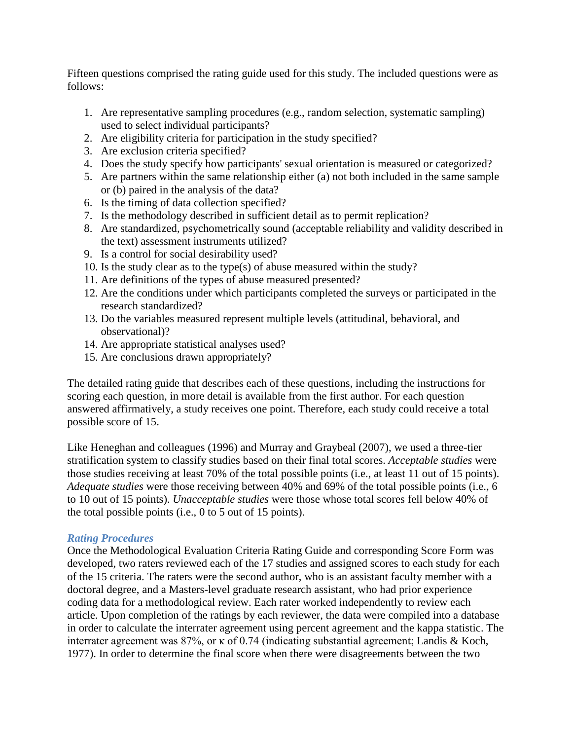Fifteen questions comprised the rating guide used for this study. The included questions were as follows:

1. Are representative sampling procedures (e.g., random selection, systematic sampling) used to select individual participants?
2. Are eligibility criteria for participation in the study specified?
3. Are exclusion criteria specified?
4. Does the study specify how participants' sexual orientation is measured or categorized?
5. Are partners within the same relationship either (a) not both included in the same sample or (b) paired in the analysis of the data?
6. Is the timing of data collection specified?
7. Is the methodology described in sufficient detail as to permit replication?
8. Are standardized, psychometrically sound (acceptable reliability and validity described in the text) assessment instruments utilized?
9. Is a control for social desirability used?
10. Is the study clear as to the type(s) of abuse measured within the study?
11. Are definitions of the types of abuse measured presented?
12. Are the conditions under which participants completed the surveys or participated in the research standardized?
13. Do the variables measured represent multiple levels (attitudinal, behavioral, and observational)?
14. Are appropriate statistical analyses used?
15. Are conclusions drawn appropriately?

The detailed rating guide that describes each of these questions, including the instructions for scoring each question, in more detail is available from the first author. For each question answered affirmatively, a study receives one point. Therefore, each study could receive a total possible score of 15.

Like Heneghan and colleagues (1996) and Murray and Graybeal (2007), we used a three-tier stratification system to classify studies based on their final total scores. *Acceptable studies* were those studies receiving at least 70% of the total possible points (i.e., at least 11 out of 15 points). *Adequate studies* were those receiving between 40% and 69% of the total possible points (i.e., 6 to 10 out of 15 points). *Unacceptable studies* were those whose total scores fell below 40% of the total possible points (i.e., 0 to 5 out of 15 points).

### *Rating Procedures*

Once the Methodological Evaluation Criteria Rating Guide and corresponding Score Form was developed, two raters reviewed each of the 17 studies and assigned scores to each study for each of the 15 criteria. The raters were the second author, who is an assistant faculty member with a doctoral degree, and a Masters-level graduate research assistant, who had prior experience coding data for a methodological review. Each rater worked independently to review each article. Upon completion of the ratings by each reviewer, the data were compiled into a database in order to calculate the interrater agreement using percent agreement and the kappa statistic. The interrater agreement was 87%, or $\kappa$ of 0.74 (indicating substantial agreement; Landis & Koch, 1977). In order to determine the final score when there were disagreements between the two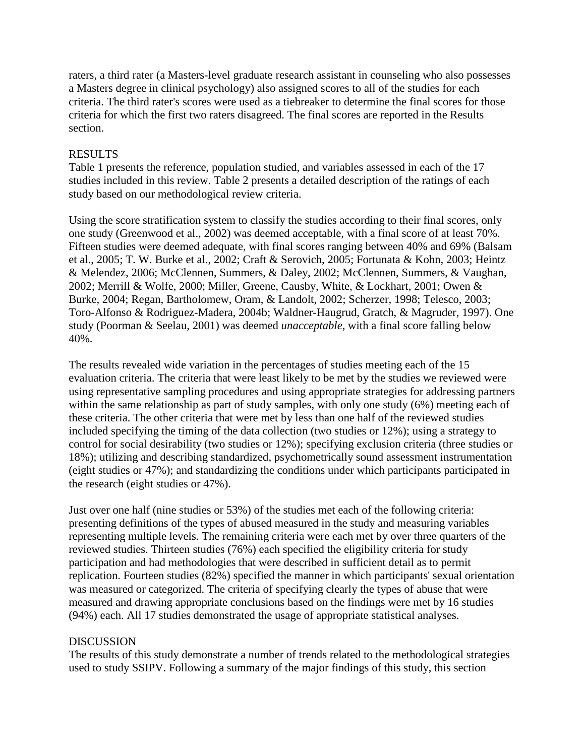raters, a third rater (a Masters-level graduate research assistant in counseling who also possesses a Masters degree in clinical psychology) also assigned scores to all of the studies for each criteria. The third rater's scores were used as a tiebreaker to determine the final scores for those criteria for which the first two raters disagreed. The final scores are reported in the Results section.

## RESULTS

Table 1 presents the reference, population studied, and variables assessed in each of the 17 studies included in this review. Table 2 presents a detailed description of the ratings of each study based on our methodological review criteria.

Using the score stratification system to classify the studies according to their final scores, only one study (Greenwood et al., 2002) was deemed acceptable, with a final score of at least 70%. Fifteen studies were deemed adequate, with final scores ranging between 40% and 69% (Balsam et al., 2005; T. W. Burke et al., 2002; Craft & Serovich, 2005; Fortunata & Kohn, 2003; Heintz & Melendez, 2006; McClennen, Summers, & Daley, 2002; McClennen, Summers, & Vaughan, 2002; Merrill & Wolfe, 2000; Miller, Greene, Causby, White, & Lockhart, 2001; Owen & Burke, 2004; Regan, Bartholomew, Oram, & Landolt, 2002; Scherzer, 1998; Telesco, 2003; Toro-Alfonso & Rodriguez-Madera, 2004b; Waldner-Haugrud, Gratch, & Magruder, 1997). One study (Poorman & Seelau, 2001) was deemed *unacceptable*, with a final score falling below 40%.

The results revealed wide variation in the percentages of studies meeting each of the 15 evaluation criteria. The criteria that were least likely to be met by the studies we reviewed were using representative sampling procedures and using appropriate strategies for addressing partners within the same relationship as part of study samples, with only one study (6%) meeting each of these criteria. The other criteria that were met by less than one half of the reviewed studies included specifying the timing of the data collection (two studies or 12%); using a strategy to control for social desirability (two studies or 12%); specifying exclusion criteria (three studies or 18%); utilizing and describing standardized, psychometrically sound assessment instrumentation (eight studies or 47%); and standardizing the conditions under which participants participated in the research (eight studies or 47%).

Just over one half (nine studies or 53%) of the studies met each of the following criteria: presenting definitions of the types of abused measured in the study and measuring variables representing multiple levels. The remaining criteria were each met by over three quarters of the reviewed studies. Thirteen studies (76%) each specified the eligibility criteria for study participation and had methodologies that were described in sufficient detail as to permit replication. Fourteen studies (82%) specified the manner in which participants' sexual orientation was measured or categorized. The criteria of specifying clearly the types of abuse that were measured and drawing appropriate conclusions based on the findings were met by 16 studies (94%) each. All 17 studies demonstrated the usage of appropriate statistical analyses.

## DISCUSSION

The results of this study demonstrate a number of trends related to the methodological strategies used to study SSIPV. Following a summary of the major findings of this study, this section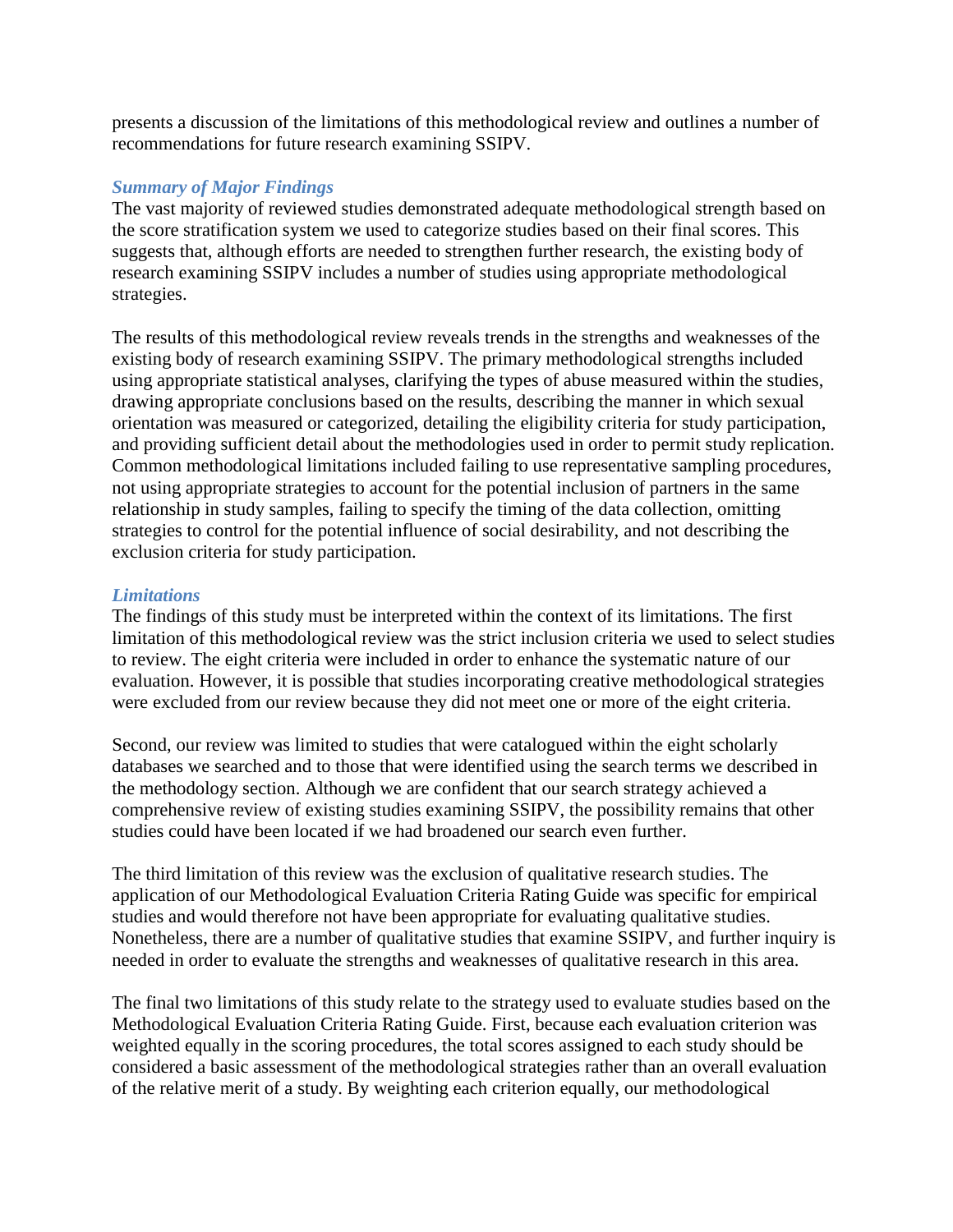presents a discussion of the limitations of this methodological review and outlines a number of recommendations for future research examining SSIPV.

### *Summary of Major Findings*

The vast majority of reviewed studies demonstrated adequate methodological strength based on the score stratification system we used to categorize studies based on their final scores. This suggests that, although efforts are needed to strengthen further research, the existing body of research examining SSIPV includes a number of studies using appropriate methodological strategies.

The results of this methodological review reveals trends in the strengths and weaknesses of the existing body of research examining SSIPV. The primary methodological strengths included using appropriate statistical analyses, clarifying the types of abuse measured within the studies, drawing appropriate conclusions based on the results, describing the manner in which sexual orientation was measured or categorized, detailing the eligibility criteria for study participation, and providing sufficient detail about the methodologies used in order to permit study replication. Common methodological limitations included failing to use representative sampling procedures, not using appropriate strategies to account for the potential inclusion of partners in the same relationship in study samples, failing to specify the timing of the data collection, omitting strategies to control for the potential influence of social desirability, and not describing the exclusion criteria for study participation.

### *Limitations*

The findings of this study must be interpreted within the context of its limitations. The first limitation of this methodological review was the strict inclusion criteria we used to select studies to review. The eight criteria were included in order to enhance the systematic nature of our evaluation. However, it is possible that studies incorporating creative methodological strategies were excluded from our review because they did not meet one or more of the eight criteria.

Second, our review was limited to studies that were catalogued within the eight scholarly databases we searched and to those that were identified using the search terms we described in the methodology section. Although we are confident that our search strategy achieved a comprehensive review of existing studies examining SSIPV, the possibility remains that other studies could have been located if we had broadened our search even further.

The third limitation of this review was the exclusion of qualitative research studies. The application of our Methodological Evaluation Criteria Rating Guide was specific for empirical studies and would therefore not have been appropriate for evaluating qualitative studies. Nonetheless, there are a number of qualitative studies that examine SSIPV, and further inquiry is needed in order to evaluate the strengths and weaknesses of qualitative research in this area.

The final two limitations of this study relate to the strategy used to evaluate studies based on the Methodological Evaluation Criteria Rating Guide. First, because each evaluation criterion was weighted equally in the scoring procedures, the total scores assigned to each study should be considered a basic assessment of the methodological strategies rather than an overall evaluation of the relative merit of a study. By weighting each criterion equally, our methodological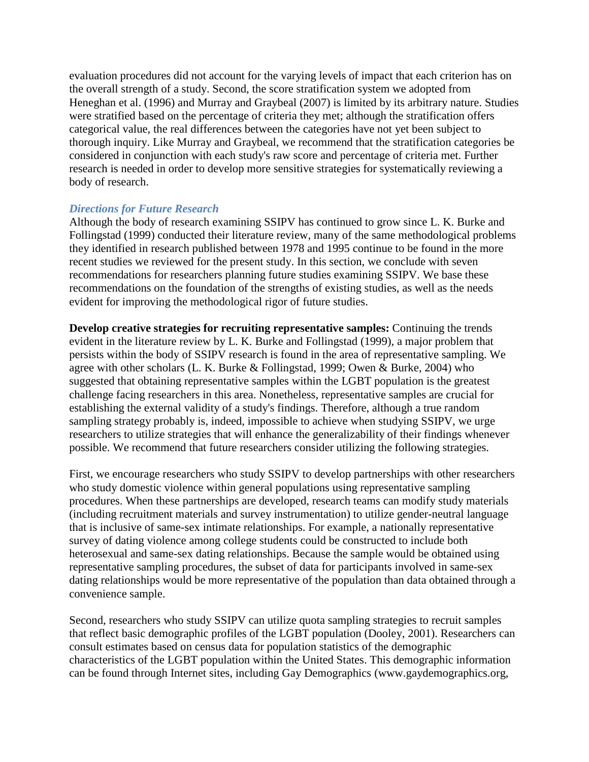evaluation procedures did not account for the varying levels of impact that each criterion has on the overall strength of a study. Second, the score stratification system we adopted from Heneghan et al. (1996) and Murray and Graybeal (2007) is limited by its arbitrary nature. Studies were stratified based on the percentage of criteria they met; although the stratification offers categorical value, the real differences between the categories have not yet been subject to thorough inquiry. Like Murray and Graybeal, we recommend that the stratification categories be considered in conjunction with each study's raw score and percentage of criteria met. Further research is needed in order to develop more sensitive strategies for systematically reviewing a body of research.

### *Directions for Future Research*

Although the body of research examining SSIPV has continued to grow since L. K. Burke and Follingstad (1999) conducted their literature review, many of the same methodological problems they identified in research published between 1978 and 1995 continue to be found in the more recent studies we reviewed for the present study. In this section, we conclude with seven recommendations for researchers planning future studies examining SSIPV. We base these recommendations on the foundation of the strengths of existing studies, as well as the needs evident for improving the methodological rigor of future studies.

**Develop creative strategies for recruiting representative samples:** Continuing the trends evident in the literature review by L. K. Burke and Follingstad (1999), a major problem that persists within the body of SSIPV research is found in the area of representative sampling. We agree with other scholars (L. K. Burke & Follingstad, 1999; Owen & Burke, 2004) who suggested that obtaining representative samples within the LGBT population is the greatest challenge facing researchers in this area. Nonetheless, representative samples are crucial for establishing the external validity of a study's findings. Therefore, although a true random sampling strategy probably is, indeed, impossible to achieve when studying SSIPV, we urge researchers to utilize strategies that will enhance the generalizability of their findings whenever possible. We recommend that future researchers consider utilizing the following strategies.

First, we encourage researchers who study SSIPV to develop partnerships with other researchers who study domestic violence within general populations using representative sampling procedures. When these partnerships are developed, research teams can modify study materials (including recruitment materials and survey instrumentation) to utilize gender-neutral language that is inclusive of same-sex intimate relationships. For example, a nationally representative survey of dating violence among college students could be constructed to include both heterosexual and same-sex dating relationships. Because the sample would be obtained using representative sampling procedures, the subset of data for participants involved in same-sex dating relationships would be more representative of the population than data obtained through a convenience sample.

Second, researchers who study SSIPV can utilize quota sampling strategies to recruit samples that reflect basic demographic profiles of the LGBT population (Dooley, 2001). Researchers can consult estimates based on census data for population statistics of the demographic characteristics of the LGBT population within the United States. This demographic information can be found through Internet sites, including Gay Demographics (www.gaydemographics.org,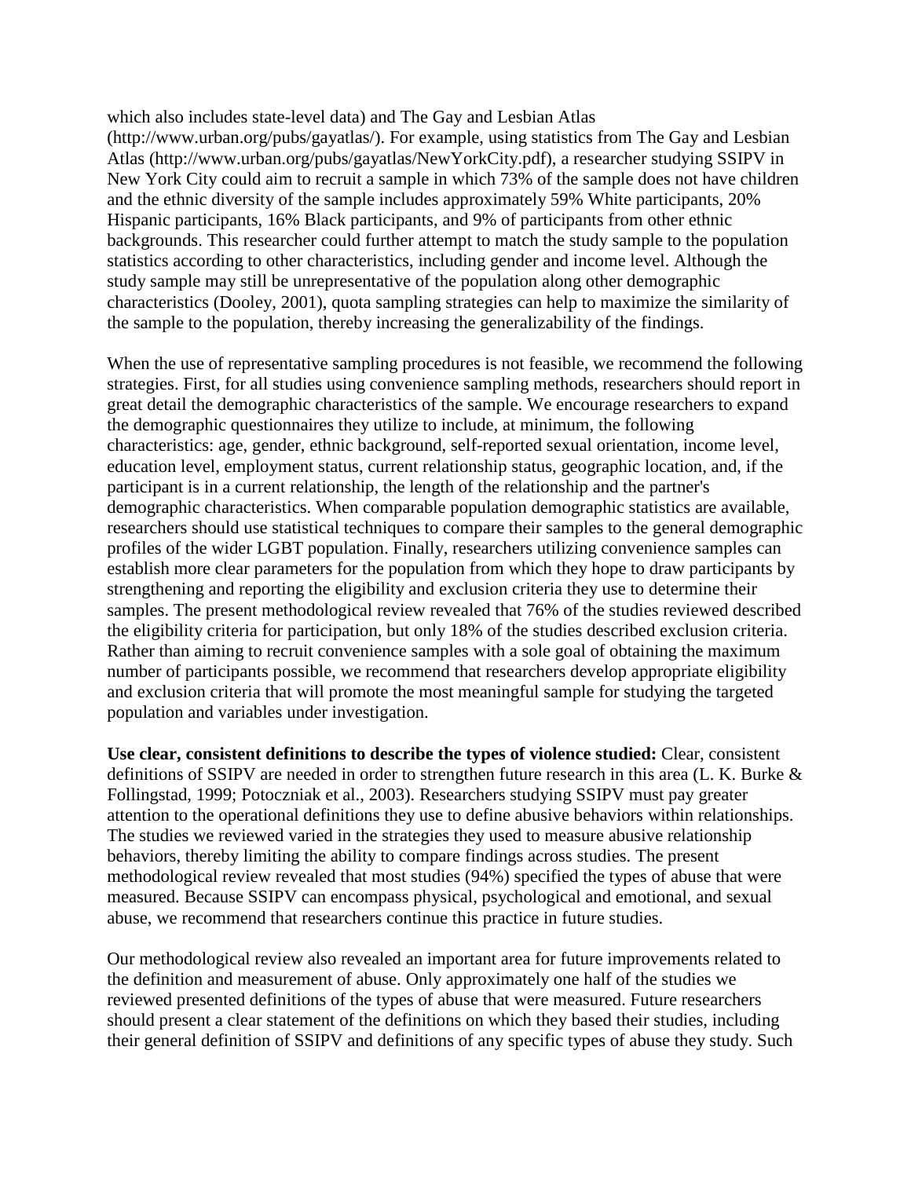which also includes state-level data) and The Gay and Lesbian Atlas (http://www.urban.org/pubs/gayatlas/). For example, using statistics from The Gay and Lesbian Atlas (http://www.urban.org/pubs/gayatlas/NewYorkCity.pdf), a researcher studying SSIPV in New York City could aim to recruit a sample in which 73% of the sample does not have children and the ethnic diversity of the sample includes approximately 59% White participants, 20% Hispanic participants, 16% Black participants, and 9% of participants from other ethnic backgrounds. This researcher could further attempt to match the study sample to the population statistics according to other characteristics, including gender and income level. Although the study sample may still be unrepresentative of the population along other demographic characteristics (Dooley, 2001), quota sampling strategies can help to maximize the similarity of the sample to the population, thereby increasing the generalizability of the findings.

When the use of representative sampling procedures is not feasible, we recommend the following strategies. First, for all studies using convenience sampling methods, researchers should report in great detail the demographic characteristics of the sample. We encourage researchers to expand the demographic questionnaires they utilize to include, at minimum, the following characteristics: age, gender, ethnic background, self-reported sexual orientation, income level, education level, employment status, current relationship status, geographic location, and, if the participant is in a current relationship, the length of the relationship and the partner's demographic characteristics. When comparable population demographic statistics are available, researchers should use statistical techniques to compare their samples to the general demographic profiles of the wider LGBT population. Finally, researchers utilizing convenience samples can establish more clear parameters for the population from which they hope to draw participants by strengthening and reporting the eligibility and exclusion criteria they use to determine their samples. The present methodological review revealed that 76% of the studies reviewed described the eligibility criteria for participation, but only 18% of the studies described exclusion criteria. Rather than aiming to recruit convenience samples with a sole goal of obtaining the maximum number of participants possible, we recommend that researchers develop appropriate eligibility and exclusion criteria that will promote the most meaningful sample for studying the targeted population and variables under investigation.

**Use clear, consistent definitions to describe the types of violence studied:** Clear, consistent definitions of SSIPV are needed in order to strengthen future research in this area (L. K. Burke & Follingstad, 1999; Potoczniak et al., 2003). Researchers studying SSIPV must pay greater attention to the operational definitions they use to define abusive behaviors within relationships. The studies we reviewed varied in the strategies they used to measure abusive relationship behaviors, thereby limiting the ability to compare findings across studies. The present methodological review revealed that most studies (94%) specified the types of abuse that were measured. Because SSIPV can encompass physical, psychological and emotional, and sexual abuse, we recommend that researchers continue this practice in future studies.

Our methodological review also revealed an important area for future improvements related to the definition and measurement of abuse. Only approximately one half of the studies we reviewed presented definitions of the types of abuse that were measured. Future researchers should present a clear statement of the definitions on which they based their studies, including their general definition of SSIPV and definitions of any specific types of abuse they study. Such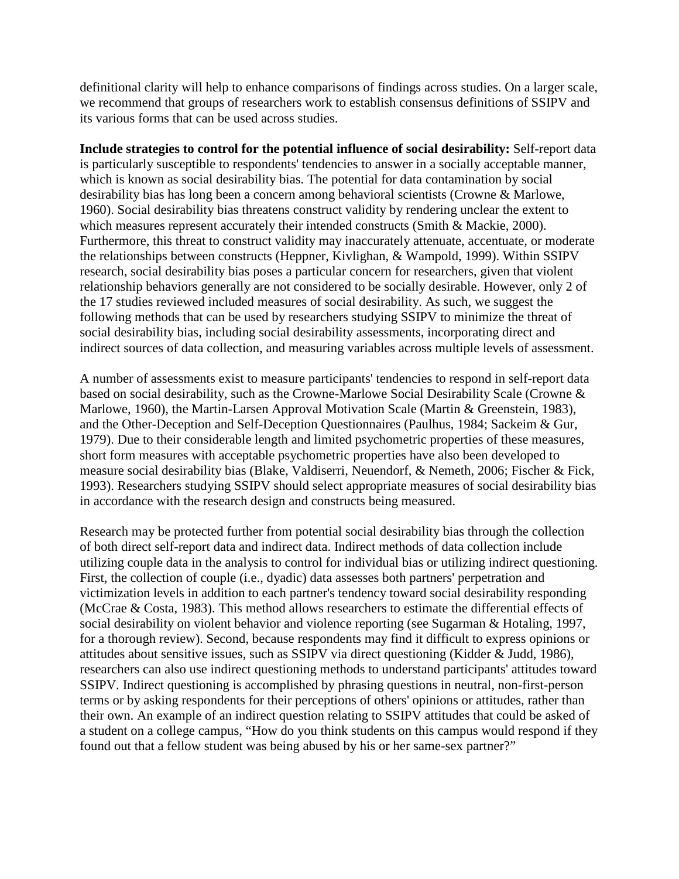definitional clarity will help to enhance comparisons of findings across studies. On a larger scale, we recommend that groups of researchers work to establish consensus definitions of SSIPV and its various forms that can be used across studies.

**Include strategies to control for the potential influence of social desirability:** Self-report data is particularly susceptible to respondents' tendencies to answer in a socially acceptable manner, which is known as social desirability bias. The potential for data contamination by social desirability bias has long been a concern among behavioral scientists (Crowne & Marlowe, 1960). Social desirability bias threatens construct validity by rendering unclear the extent to which measures represent accurately their intended constructs (Smith & Mackie, 2000). Furthermore, this threat to construct validity may inaccurately attenuate, accentuate, or moderate the relationships between constructs (Heppner, Kivlighan, & Wampold, 1999). Within SSIPV research, social desirability bias poses a particular concern for researchers, given that violent relationship behaviors generally are not considered to be socially desirable. However, only 2 of the 17 studies reviewed included measures of social desirability. As such, we suggest the following methods that can be used by researchers studying SSIPV to minimize the threat of social desirability bias, including social desirability assessments, incorporating direct and indirect sources of data collection, and measuring variables across multiple levels of assessment.

A number of assessments exist to measure participants' tendencies to respond in self-report data based on social desirability, such as the Crowne-Marlowe Social Desirability Scale (Crowne & Marlowe, 1960), the Martin-Larsen Approval Motivation Scale (Martin & Greenstein, 1983), and the Other-Deception and Self-Deception Questionnaires (Paulhus, 1984; Sackeim & Gur, 1979). Due to their considerable length and limited psychometric properties of these measures, short form measures with acceptable psychometric properties have also been developed to measure social desirability bias (Blake, Valdiserri, Neuendorf, & Nemeth, 2006; Fischer & Fick, 1993). Researchers studying SSIPV should select appropriate measures of social desirability bias in accordance with the research design and constructs being measured.

Research may be protected further from potential social desirability bias through the collection of both direct self-report data and indirect data. Indirect methods of data collection include utilizing couple data in the analysis to control for individual bias or utilizing indirect questioning. First, the collection of couple (i.e., dyadic) data assesses both partners' perpetration and victimization levels in addition to each partner's tendency toward social desirability responding (McCrae & Costa, 1983). This method allows researchers to estimate the differential effects of social desirability on violent behavior and violence reporting (see Sugarman & Hotaling, 1997, for a thorough review). Second, because respondents may find it difficult to express opinions or attitudes about sensitive issues, such as SSIPV via direct questioning (Kidder & Judd, 1986), researchers can also use indirect questioning methods to understand participants' attitudes toward SSIPV. Indirect questioning is accomplished by phrasing questions in neutral, non-first-person terms or by asking respondents for their perceptions of others' opinions or attitudes, rather than their own. An example of an indirect question relating to SSIPV attitudes that could be asked of a student on a college campus, "How do you think students on this campus would respond if they found out that a fellow student was being abused by his or her same-sex partner?"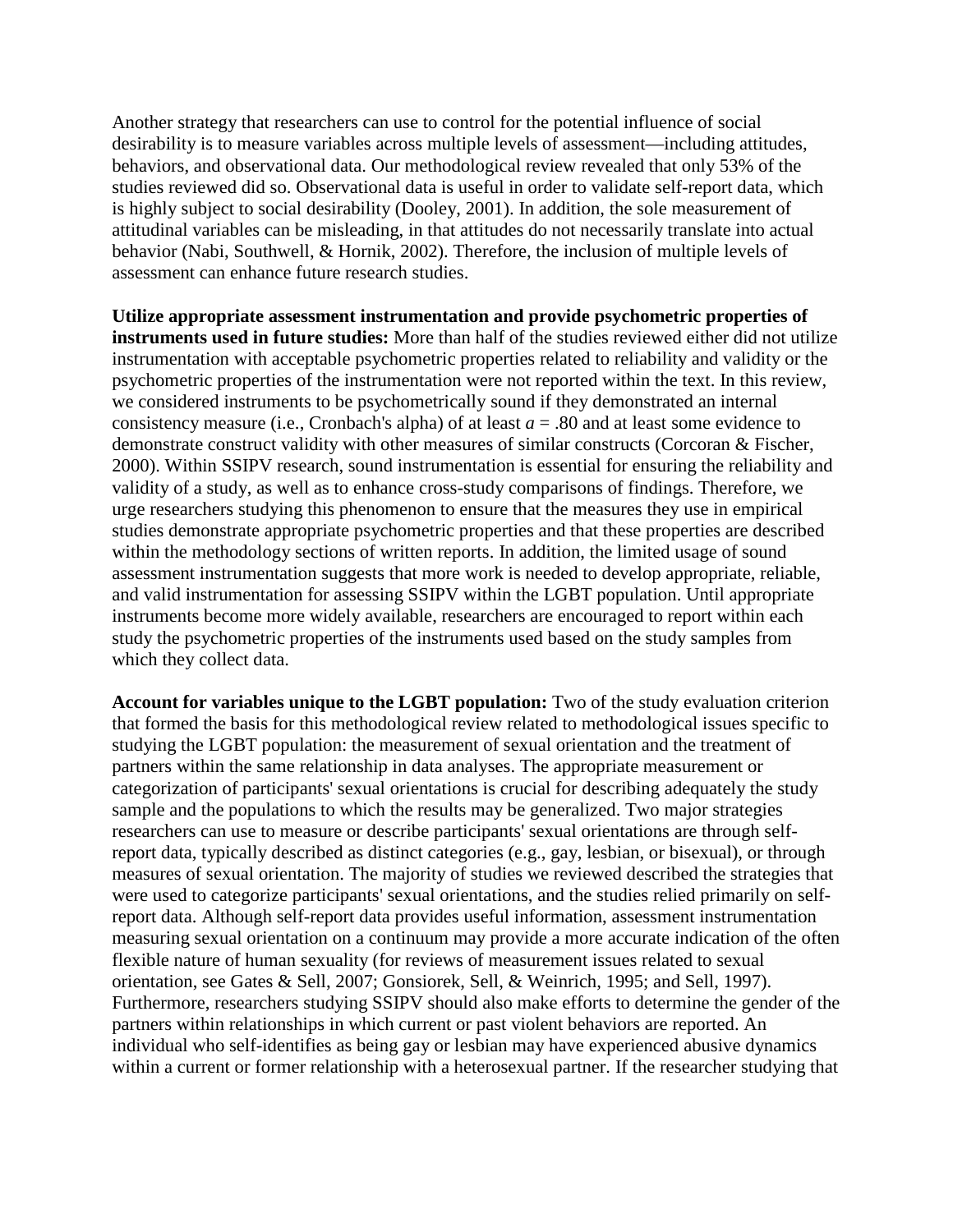Another strategy that researchers can use to control for the potential influence of social desirability is to measure variables across multiple levels of assessment—including attitudes, behaviors, and observational data. Our methodological review revealed that only 53% of the studies reviewed did so. Observational data is useful in order to validate self-report data, which is highly subject to social desirability (Dooley, 2001). In addition, the sole measurement of attitudinal variables can be misleading, in that attitudes do not necessarily translate into actual behavior (Nabi, Southwell, & Hornik, 2002). Therefore, the inclusion of multiple levels of assessment can enhance future research studies.

**Utilize appropriate assessment instrumentation and provide psychometric properties of instruments used in future studies:** More than half of the studies reviewed either did not utilize instrumentation with acceptable psychometric properties related to reliability and validity or the psychometric properties of the instrumentation were not reported within the text. In this review, we considered instruments to be psychometrically sound if they demonstrated an internal consistency measure (i.e., Cronbach's alpha) of at least $a = .80$ and at least some evidence to demonstrate construct validity with other measures of similar constructs (Corcoran & Fischer, 2000). Within SSIPV research, sound instrumentation is essential for ensuring the reliability and validity of a study, as well as to enhance cross-study comparisons of findings. Therefore, we urge researchers studying this phenomenon to ensure that the measures they use in empirical studies demonstrate appropriate psychometric properties and that these properties are described within the methodology sections of written reports. In addition, the limited usage of sound assessment instrumentation suggests that more work is needed to develop appropriate, reliable, and valid instrumentation for assessing SSIPV within the LGBT population. Until appropriate instruments become more widely available, researchers are encouraged to report within each study the psychometric properties of the instruments used based on the study samples from which they collect data.

**Account for variables unique to the LGBT population:** Two of the study evaluation criterion that formed the basis for this methodological review related to methodological issues specific to studying the LGBT population: the measurement of sexual orientation and the treatment of partners within the same relationship in data analyses. The appropriate measurement or categorization of participants' sexual orientations is crucial for describing adequately the study sample and the populations to which the results may be generalized. Two major strategies researchers can use to measure or describe participants' sexual orientations are through self-report data, typically described as distinct categories (e.g., gay, lesbian, or bisexual), or through measures of sexual orientation. The majority of studies we reviewed described the strategies that were used to categorize participants' sexual orientations, and the studies relied primarily on self-report data. Although self-report data provides useful information, assessment instrumentation measuring sexual orientation on a continuum may provide a more accurate indication of the often flexible nature of human sexuality (for reviews of measurement issues related to sexual orientation, see Gates & Sell, 2007; Gonsiorek, Sell, & Weinrich, 1995; and Sell, 1997). Furthermore, researchers studying SSIPV should also make efforts to determine the gender of the partners within relationships in which current or past violent behaviors are reported. An individual who self-identifies as being gay or lesbian may have experienced abusive dynamics within a current or former relationship with a heterosexual partner. If the researcher studying that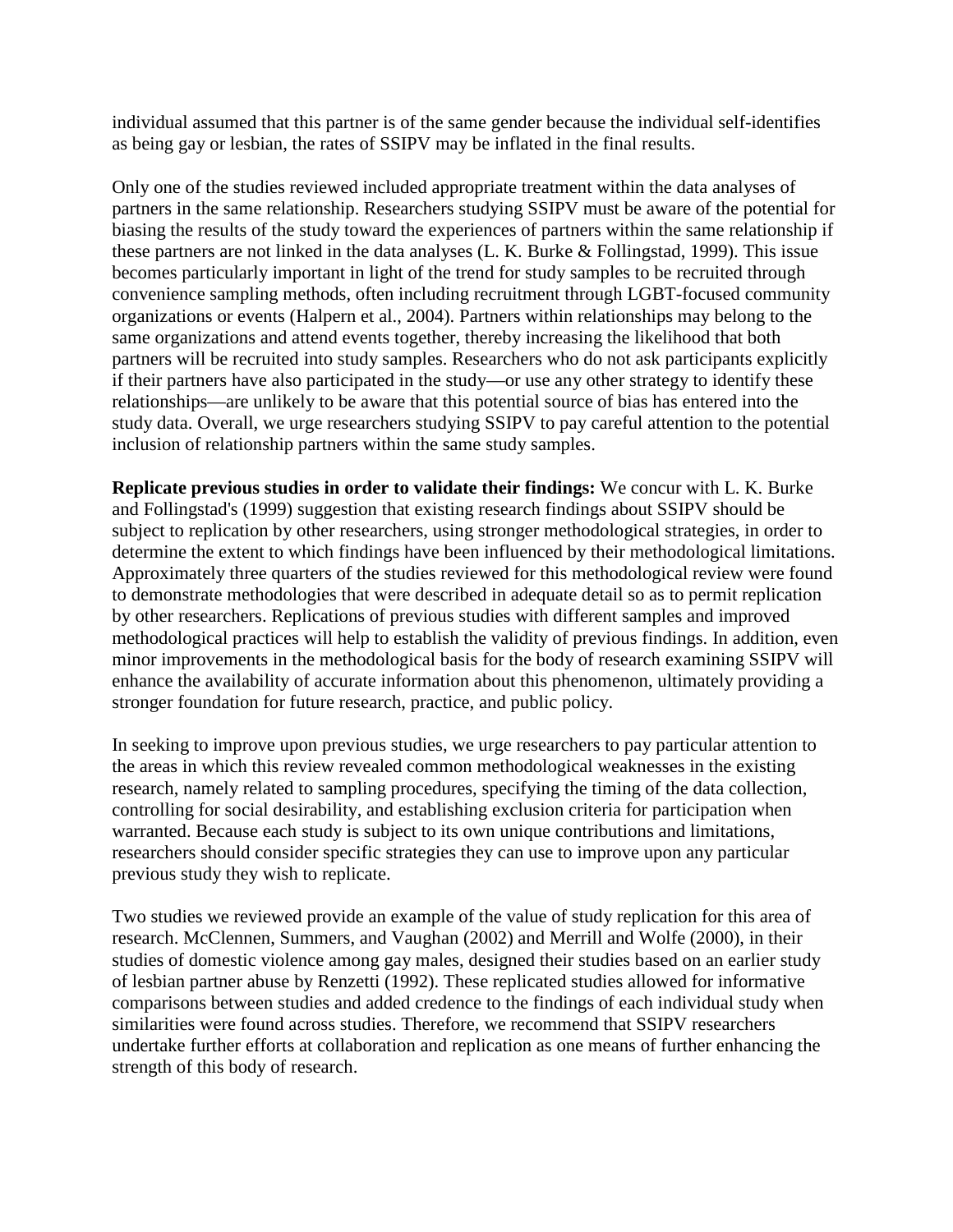individual assumed that this partner is of the same gender because the individual self-identifies as being gay or lesbian, the rates of SSIPV may be inflated in the final results.

Only one of the studies reviewed included appropriate treatment within the data analyses of partners in the same relationship. Researchers studying SSIPV must be aware of the potential for biasing the results of the study toward the experiences of partners within the same relationship if these partners are not linked in the data analyses (L. K. Burke & Follingstad, 1999). This issue becomes particularly important in light of the trend for study samples to be recruited through convenience sampling methods, often including recruitment through LGBT-focused community organizations or events (Halpern et al., 2004). Partners within relationships may belong to the same organizations and attend events together, thereby increasing the likelihood that both partners will be recruited into study samples. Researchers who do not ask participants explicitly if their partners have also participated in the study—or use any other strategy to identify these relationships—are unlikely to be aware that this potential source of bias has entered into the study data. Overall, we urge researchers studying SSIPV to pay careful attention to the potential inclusion of relationship partners within the same study samples.

**Replicate previous studies in order to validate their findings:** We concur with L. K. Burke and Follingstad's (1999) suggestion that existing research findings about SSIPV should be subject to replication by other researchers, using stronger methodological strategies, in order to determine the extent to which findings have been influenced by their methodological limitations. Approximately three quarters of the studies reviewed for this methodological review were found to demonstrate methodologies that were described in adequate detail so as to permit replication by other researchers. Replications of previous studies with different samples and improved methodological practices will help to establish the validity of previous findings. In addition, even minor improvements in the methodological basis for the body of research examining SSIPV will enhance the availability of accurate information about this phenomenon, ultimately providing a stronger foundation for future research, practice, and public policy.

In seeking to improve upon previous studies, we urge researchers to pay particular attention to the areas in which this review revealed common methodological weaknesses in the existing research, namely related to sampling procedures, specifying the timing of the data collection, controlling for social desirability, and establishing exclusion criteria for participation when warranted. Because each study is subject to its own unique contributions and limitations, researchers should consider specific strategies they can use to improve upon any particular previous study they wish to replicate.

Two studies we reviewed provide an example of the value of study replication for this area of research. McClennen, Summers, and Vaughan (2002) and Merrill and Wolfe (2000), in their studies of domestic violence among gay males, designed their studies based on an earlier study of lesbian partner abuse by Renzetti (1992). These replicated studies allowed for informative comparisons between studies and added credence to the findings of each individual study when similarities were found across studies. Therefore, we recommend that SSIPV researchers undertake further efforts at collaboration and replication as one means of further enhancing the strength of this body of research.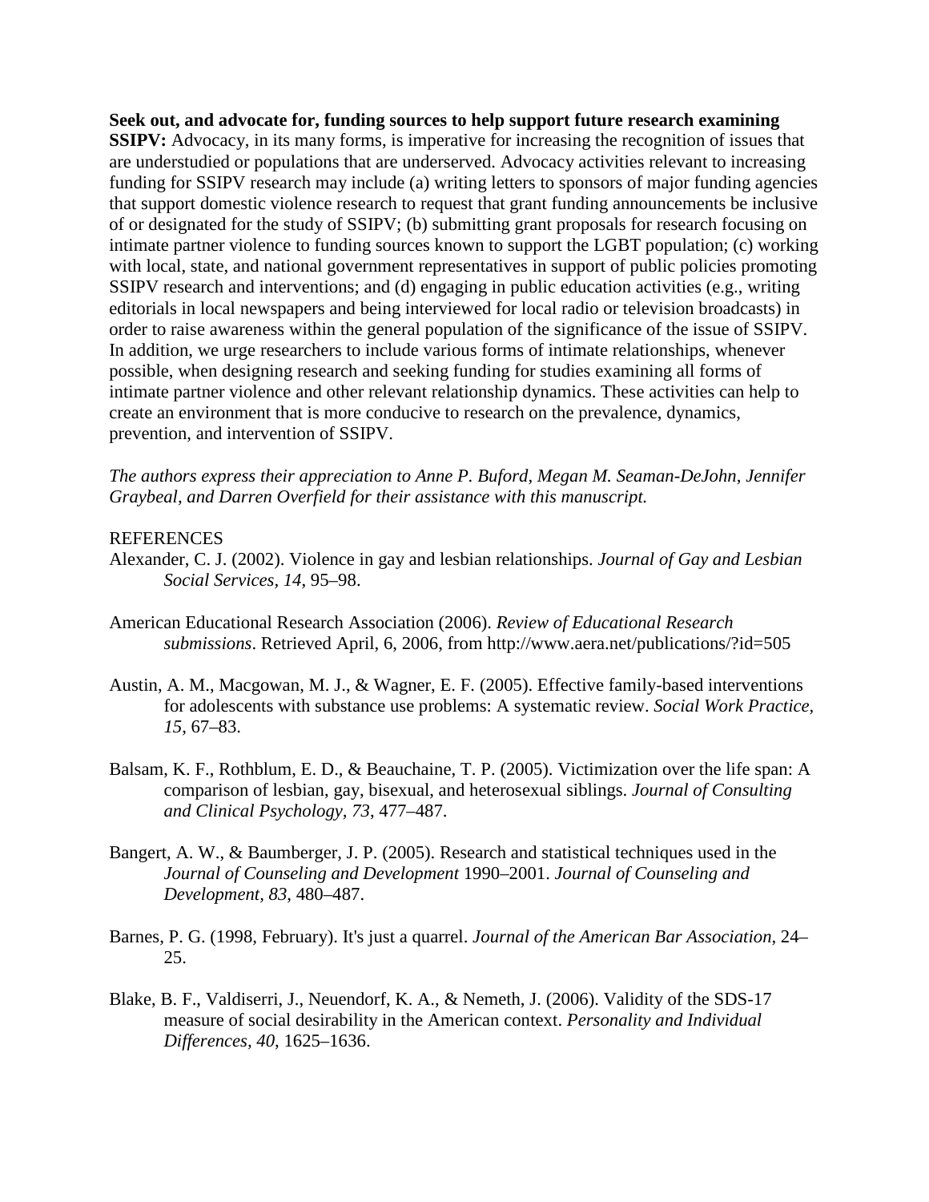**Seek out, and advocate for, funding sources to help support future research examining SSIPV:** Advocacy, in its many forms, is imperative for increasing the recognition of issues that are understudied or populations that are underserved. Advocacy activities relevant to increasing funding for SSIPV research may include (a) writing letters to sponsors of major funding agencies that support domestic violence research to request that grant funding announcements be inclusive of or designated for the study of SSIPV; (b) submitting grant proposals for research focusing on intimate partner violence to funding sources known to support the LGBT population; (c) working with local, state, and national government representatives in support of public policies promoting SSIPV research and interventions; and (d) engaging in public education activities (e.g., writing editorials in local newspapers and being interviewed for local radio or television broadcasts) in order to raise awareness within the general population of the significance of the issue of SSIPV. In addition, we urge researchers to include various forms of intimate relationships, whenever possible, when designing research and seeking funding for studies examining all forms of intimate partner violence and other relevant relationship dynamics. These activities can help to create an environment that is more conducive to research on the prevalence, dynamics, prevention, and intervention of SSIPV.

*The authors express their appreciation to Anne P. Buford, Megan M. Seaman-DeJohn, Jennifer Graybeal, and Darren Overfield for their assistance with this manuscript.*

REFERENCES

Alexander, C. J. (2002). Violence in gay and lesbian relationships. *Journal of Gay and Lesbian Social Services, 14*, 95–98.

American Educational Research Association (2006). *Review of Educational Research submissions*. Retrieved April, 6, 2006, from http://www.aera.net/publications/?id=505

Austin, A. M., Macgowan, M. J., & Wagner, E. F. (2005). Effective family-based interventions for adolescents with substance use problems: A systematic review. *Social Work Practice, 15*, 67–83.

Balsam, K. F., Rothblum, E. D., & Beauchaine, T. P. (2005). Victimization over the life span: A comparison of lesbian, gay, bisexual, and heterosexual siblings. *Journal of Consulting and Clinical Psychology, 73*, 477–487.

Bangert, A. W., & Baumberger, J. P. (2005). Research and statistical techniques used in the *Journal of Counseling and Development* 1990–2001. *Journal of Counseling and Development, 83*, 480–487.

Barnes, P. G. (1998, February). It's just a quarrel. *Journal of the American Bar Association*, 24–25.

Blake, B. F., Valdiserri, J., Neuendorf, K. A., & Nemeth, J. (2006). Validity of the SDS-17 measure of social desirability in the American context. *Personality and Individual Differences, 40*, 1625–1636.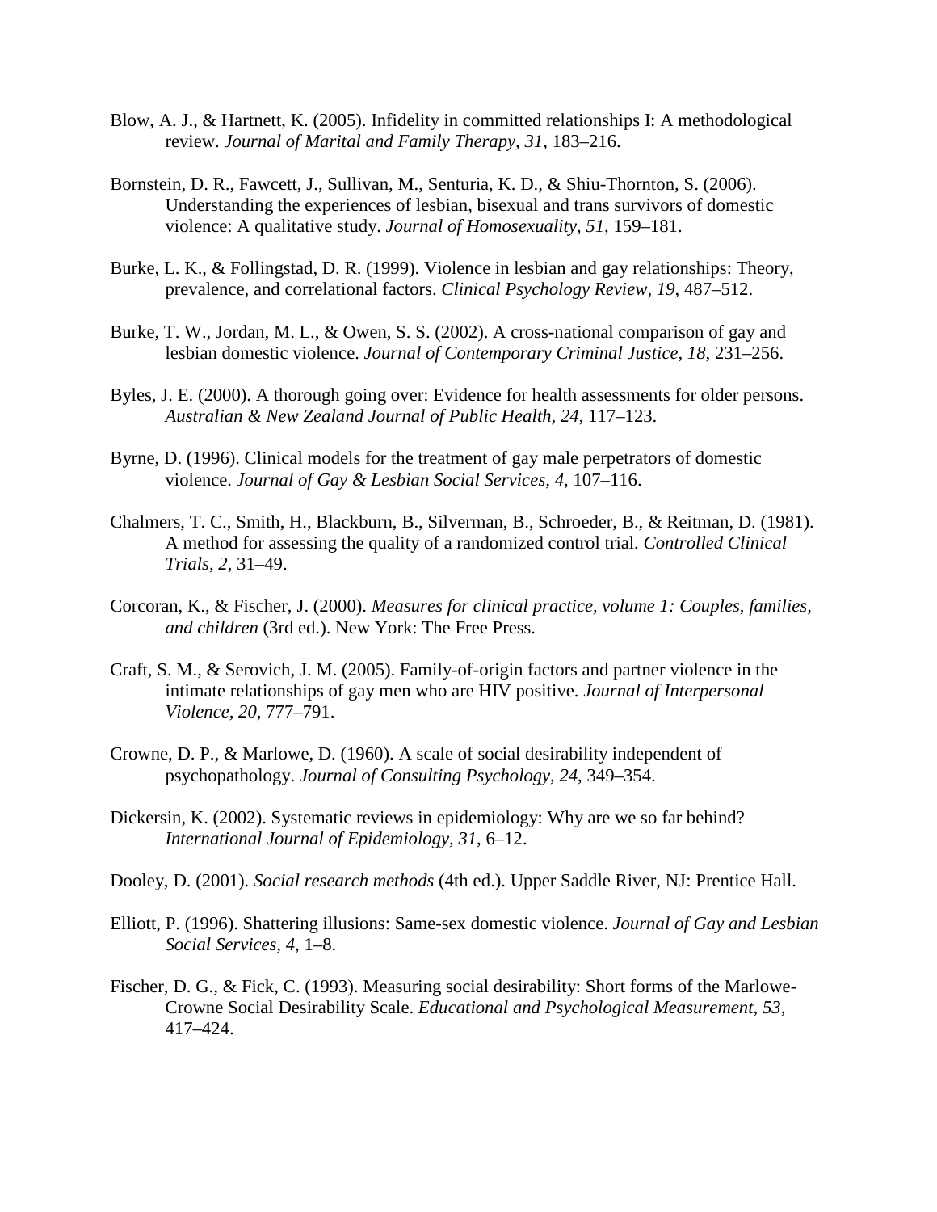Blow, A. J., & Hartnett, K. (2005). Infidelity in committed relationships I: A methodological review. *Journal of Marital and Family Therapy, 31*, 183–216.

Bornstein, D. R., Fawcett, J., Sullivan, M., Senturia, K. D., & Shiu-Thornton, S. (2006). Understanding the experiences of lesbian, bisexual and trans survivors of domestic violence: A qualitative study. *Journal of Homosexuality, 51*, 159–181.

Burke, L. K., & Follingstad, D. R. (1999). Violence in lesbian and gay relationships: Theory, prevalence, and correlational factors. *Clinical Psychology Review, 19*, 487–512.

Burke, T. W., Jordan, M. L., & Owen, S. S. (2002). A cross-national comparison of gay and lesbian domestic violence. *Journal of Contemporary Criminal Justice, 18*, 231–256.

Byles, J. E. (2000). A thorough going over: Evidence for health assessments for older persons. *Australian & New Zealand Journal of Public Health, 24*, 117–123.

Byrne, D. (1996). Clinical models for the treatment of gay male perpetrators of domestic violence. *Journal of Gay & Lesbian Social Services, 4*, 107–116.

Chalmers, T. C., Smith, H., Blackburn, B., Silverman, B., Schroeder, B., & Reitman, D. (1981). A method for assessing the quality of a randomized control trial. *Controlled Clinical Trials, 2*, 31–49.

Corcoran, K., & Fischer, J. (2000). *Measures for clinical practice, volume 1: Couples, families, and children* (3rd ed.). New York: The Free Press.

Craft, S. M., & Serovich, J. M. (2005). Family-of-origin factors and partner violence in the intimate relationships of gay men who are HIV positive. *Journal of Interpersonal Violence, 20*, 777–791.

Crowne, D. P., & Marlowe, D. (1960). A scale of social desirability independent of psychopathology. *Journal of Consulting Psychology, 24*, 349–354.

Dickersin, K. (2002). Systematic reviews in epidemiology: Why are we so far behind? *International Journal of Epidemiology, 31*, 6–12.

Dooley, D. (2001). *Social research methods* (4th ed.). Upper Saddle River, NJ: Prentice Hall.

Elliott, P. (1996). Shattering illusions: Same-sex domestic violence. *Journal of Gay and Lesbian Social Services, 4*, 1–8.

Fischer, D. G., & Fick, C. (1993). Measuring social desirability: Short forms of the Marlowe-Crowne Social Desirability Scale. *Educational and Psychological Measurement, 53*, 417–424.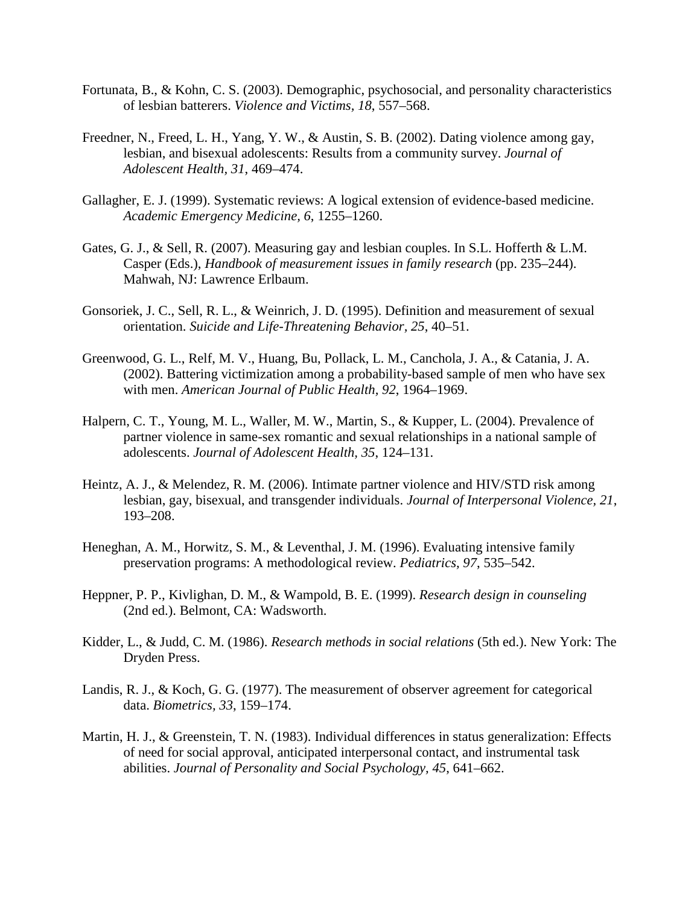Fortunata, B., & Kohn, C. S. (2003). Demographic, psychosocial, and personality characteristics of lesbian batterers. *Violence and Victims, 18*, 557–568.

Freedner, N., Freed, L. H., Yang, Y. W., & Austin, S. B. (2002). Dating violence among gay, lesbian, and bisexual adolescents: Results from a community survey. *Journal of Adolescent Health, 31*, 469–474.

Gallagher, E. J. (1999). Systematic reviews: A logical extension of evidence-based medicine. *Academic Emergency Medicine, 6*, 1255–1260.

Gates, G. J., & Sell, R. (2007). Measuring gay and lesbian couples. In S.L. Hofferth & L.M. Casper (Eds.), *Handbook of measurement issues in family research* (pp. 235–244). Mahwah, NJ: Lawrence Erlbaum.

Gonsoriek, J. C., Sell, R. L., & Weinrich, J. D. (1995). Definition and measurement of sexual orientation. *Suicide and Life-Threatening Behavior, 25*, 40–51.

Greenwood, G. L., Relf, M. V., Huang, Bu, Pollack, L. M., Canchola, J. A., & Catania, J. A. (2002). Battering victimization among a probability-based sample of men who have sex with men. *American Journal of Public Health, 92*, 1964–1969.

Halpern, C. T., Young, M. L., Waller, M. W., Martin, S., & Kupper, L. (2004). Prevalence of partner violence in same-sex romantic and sexual relationships in a national sample of adolescents. *Journal of Adolescent Health, 35*, 124–131.

Heintz, A. J., & Melendez, R. M. (2006). Intimate partner violence and HIV/STD risk among lesbian, gay, bisexual, and transgender individuals. *Journal of Interpersonal Violence, 21*, 193–208.

Heneghan, A. M., Horwitz, S. M., & Leventhal, J. M. (1996). Evaluating intensive family preservation programs: A methodological review. *Pediatrics, 97*, 535–542.

Heppner, P. P., Kivlighan, D. M., & Wampold, B. E. (1999). *Research design in counseling* (2nd ed.). Belmont, CA: Wadsworth.

Kidder, L., & Judd, C. M. (1986). *Research methods in social relations* (5th ed.). New York: The Dryden Press.

Landis, R. J., & Koch, G. G. (1977). The measurement of observer agreement for categorical data. *Biometrics, 33*, 159–174.

Martin, H. J., & Greenstein, T. N. (1983). Individual differences in status generalization: Effects of need for social approval, anticipated interpersonal contact, and instrumental task abilities. *Journal of Personality and Social Psychology, 45*, 641–662.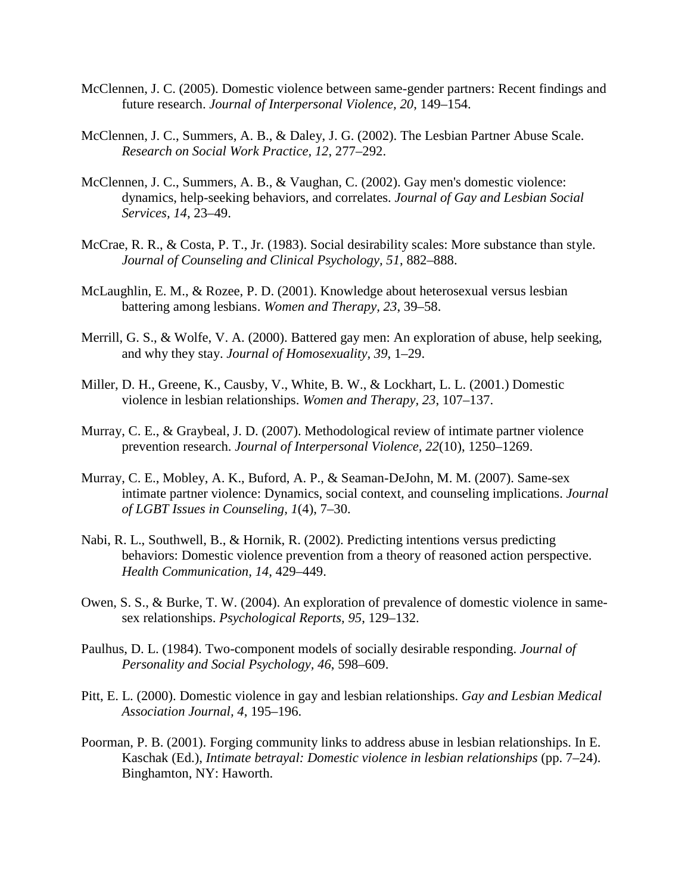McClennen, J. C. (2005). Domestic violence between same-gender partners: Recent findings and future research. *Journal of Interpersonal Violence, 20*, 149–154.

McClennen, J. C., Summers, A. B., & Daley, J. G. (2002). The Lesbian Partner Abuse Scale. *Research on Social Work Practice*, *12*, 277–292.

McClennen, J. C., Summers, A. B., & Vaughan, C. (2002). Gay men's domestic violence: dynamics, help-seeking behaviors, and correlates. *Journal of Gay and Lesbian Social Services*, *14*, 23–49.

McCrae, R. R., & Costa, P. T., Jr. (1983). Social desirability scales: More substance than style. *Journal of Counseling and Clinical Psychology, 51*, 882–888.

McLaughlin, E. M., & Rozee, P. D. (2001). Knowledge about heterosexual versus lesbian battering among lesbians. *Women and Therapy, 23*, 39–58.

Merrill, G. S., & Wolfe, V. A. (2000). Battered gay men: An exploration of abuse, help seeking, and why they stay. *Journal of Homosexuality, 39*, 1–29.

Miller, D. H., Greene, K., Causby, V., White, B. W., & Lockhart, L. L. (2001.) Domestic violence in lesbian relationships. *Women and Therapy*, *23*, 107–137.

Murray, C. E., & Graybeal, J. D. (2007). Methodological review of intimate partner violence prevention research. *Journal of Interpersonal Violence, 22*(10), 1250–1269.

Murray, C. E., Mobley, A. K., Buford, A. P., & Seaman-DeJohn, M. M. (2007). Same-sex intimate partner violence: Dynamics, social context, and counseling implications. *Journal of LGBT Issues in Counseling, 1*(4), 7–30.

Nabi, R. L., Southwell, B., & Hornik, R. (2002). Predicting intentions versus predicting behaviors: Domestic violence prevention from a theory of reasoned action perspective. *Health Communication, 14*, 429–449.

Owen, S. S., & Burke, T. W. (2004). An exploration of prevalence of domestic violence in same-sex relationships. *Psychological Reports, 95*, 129–132.

Paulhus, D. L. (1984). Two-component models of socially desirable responding. *Journal of Personality and Social Psychology, 46*, 598–609.

Pitt, E. L. (2000). Domestic violence in gay and lesbian relationships. *Gay and Lesbian Medical Association Journal*, *4*, 195–196.

Poorman, P. B. (2001). Forging community links to address abuse in lesbian relationships. In E. Kaschak (Ed.), *Intimate betrayal: Domestic violence in lesbian relationships* (pp. 7–24). Binghamton, NY: Haworth.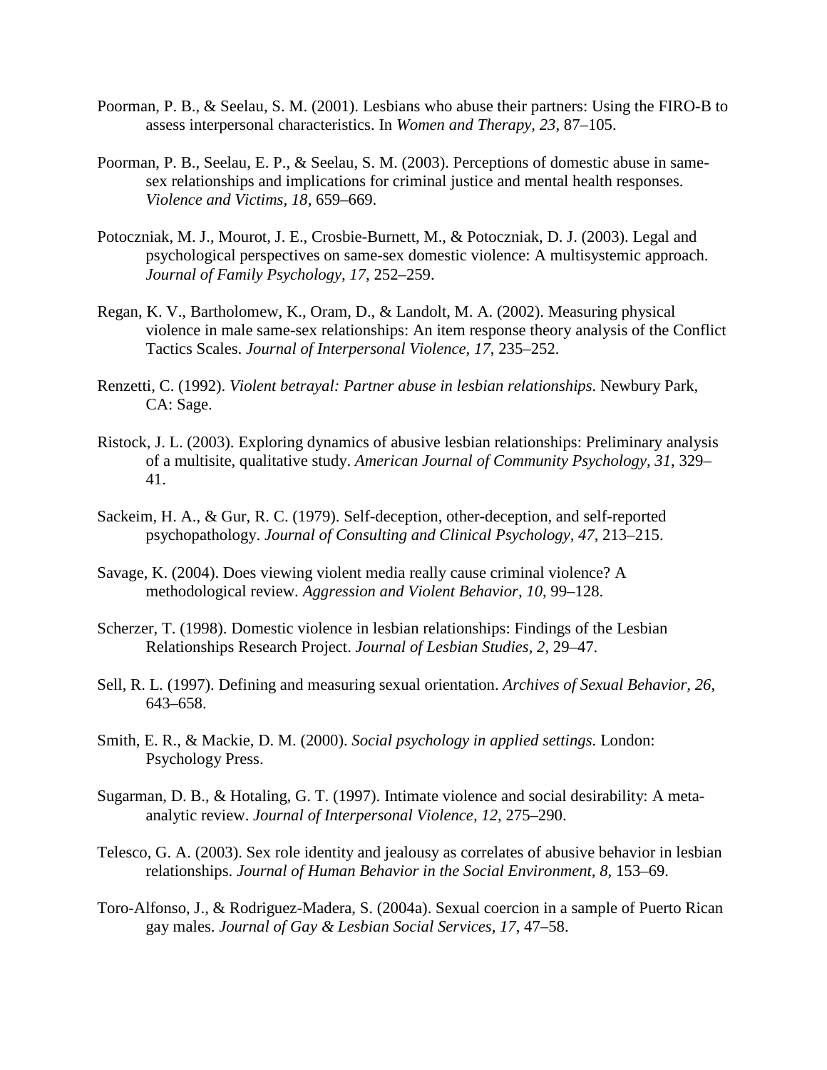Poorman, P. B., & Seelau, S. M. (2001). Lesbians who abuse their partners: Using the FIRO-B to assess interpersonal characteristics. In *Women and Therapy, 23*, 87–105.

Poorman, P. B., Seelau, E. P., & Seelau, S. M. (2003). Perceptions of domestic abuse in same-sex relationships and implications for criminal justice and mental health responses. *Violence and Victims, 18*, 659–669.

Potoczniak, M. J., Mourot, J. E., Crosbie-Burnett, M., & Potoczniak, D. J. (2003). Legal and psychological perspectives on same-sex domestic violence: A multisystemic approach. *Journal of Family Psychology, 17*, 252–259.

Regan, K. V., Bartholomew, K., Oram, D., & Landolt, M. A. (2002). Measuring physical violence in male same-sex relationships: An item response theory analysis of the Conflict Tactics Scales. *Journal of Interpersonal Violence, 17*, 235–252.

Renzetti, C. (1992). *Violent betrayal: Partner abuse in lesbian relationships*. Newbury Park, CA: Sage.

Ristock, J. L. (2003). Exploring dynamics of abusive lesbian relationships: Preliminary analysis of a multisite, qualitative study. *American Journal of Community Psychology, 31*, 329–41.

Sackeim, H. A., & Gur, R. C. (1979). Self-deception, other-deception, and self-reported psychopathology. *Journal of Consulting and Clinical Psychology, 47*, 213–215.

Savage, K. (2004). Does viewing violent media really cause criminal violence? A methodological review. *Aggression and Violent Behavior, 10*, 99–128.

Scherzer, T. (1998). Domestic violence in lesbian relationships: Findings of the Lesbian Relationships Research Project. *Journal of Lesbian Studies, 2*, 29–47.

Sell, R. L. (1997). Defining and measuring sexual orientation. *Archives of Sexual Behavior, 26*, 643–658.

Smith, E. R., & Mackie, D. M. (2000). *Social psychology in applied settings*. London: Psychology Press.

Sugarman, D. B., & Hotaling, G. T. (1997). Intimate violence and social desirability: A meta-analytic review. *Journal of Interpersonal Violence, 12*, 275–290.

Telesco, G. A. (2003). Sex role identity and jealousy as correlates of abusive behavior in lesbian relationships. *Journal of Human Behavior in the Social Environment, 8*, 153–69.

Toro-Alfonso, J., & Rodriguez-Madera, S. (2004a). Sexual coercion in a sample of Puerto Rican gay males. *Journal of Gay & Lesbian Social Services, 17*, 47–58.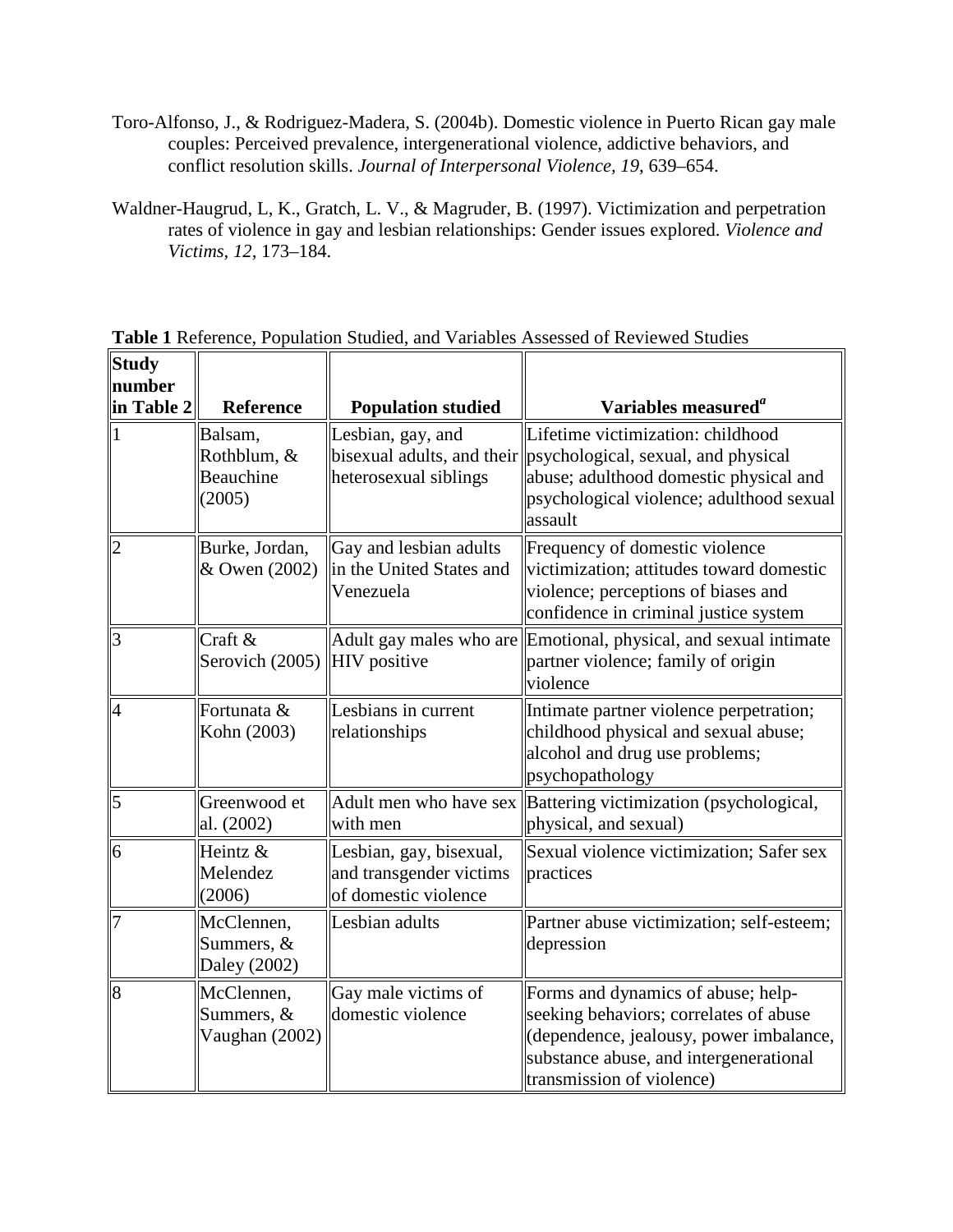Toro-Alfonso, J., & Rodriguez-Madera, S. (2004b). Domestic violence in Puerto Rican gay male couples: Perceived prevalence, intergenerational violence, addictive behaviors, and conflict resolution skills. *Journal of Interpersonal Violence, 19*, 639–654.

Waldner-Haugrud, L, K., Gratch, L. V., & Magruder, B. (1997). Victimization and perpetration rates of violence in gay and lesbian relationships: Gender issues explored. *Violence and Victims, 12*, 173–184.

**Table 1** Reference, Population Studied, and Variables Assessed of Reviewed Studies

| Study number in Table 2 | Reference | Population studied | Variables measured[a] |
|---|---|---|---|
| 1 | Balsam, Rothblum, & Beauchine (2005) | Lesbian, gay, and bisexual adults, and their heterosexual siblings | Lifetime victimization: childhood psychological, sexual, and physical abuse; adulthood domestic physical and psychological violence; adulthood sexual assault |
| 2 | Burke, Jordan, & Owen (2002) | Gay and lesbian adults in the United States and Venezuela | Frequency of domestic violence victimization; attitudes toward domestic violence; perceptions of biases and confidence in criminal justice system |
| 3 | Craft & Serovich (2005) | Adult gay males who are HIV positive | Emotional, physical, and sexual intimate partner violence; family of origin violence |
| 4 | Fortunata & Kohn (2003) | Lesbians in current relationships | Intimate partner violence perpetration; childhood physical and sexual abuse; alcohol and drug use problems; psychopathology |
| 5 | Greenwood et al. (2002) | Adult men who have sex with men | Battering victimization (psychological, physical, and sexual) |
| 6 | Heintz & Melendez (2006) | Lesbian, gay, bisexual, and transgender victims of domestic violence | Sexual violence victimization; Safer sex practices |
| 7 | McClennen, Summers, & Daley (2002) | Lesbian adults | Partner abuse victimization; self-esteem; depression |
| 8 | McClennen, Summers, & Vaughan (2002) | Gay male victims of domestic violence | Forms and dynamics of abuse; help-seeking behaviors; correlates of abuse (dependence, jealousy, power imbalance, substance abuse, and intergenerational transmission of violence) |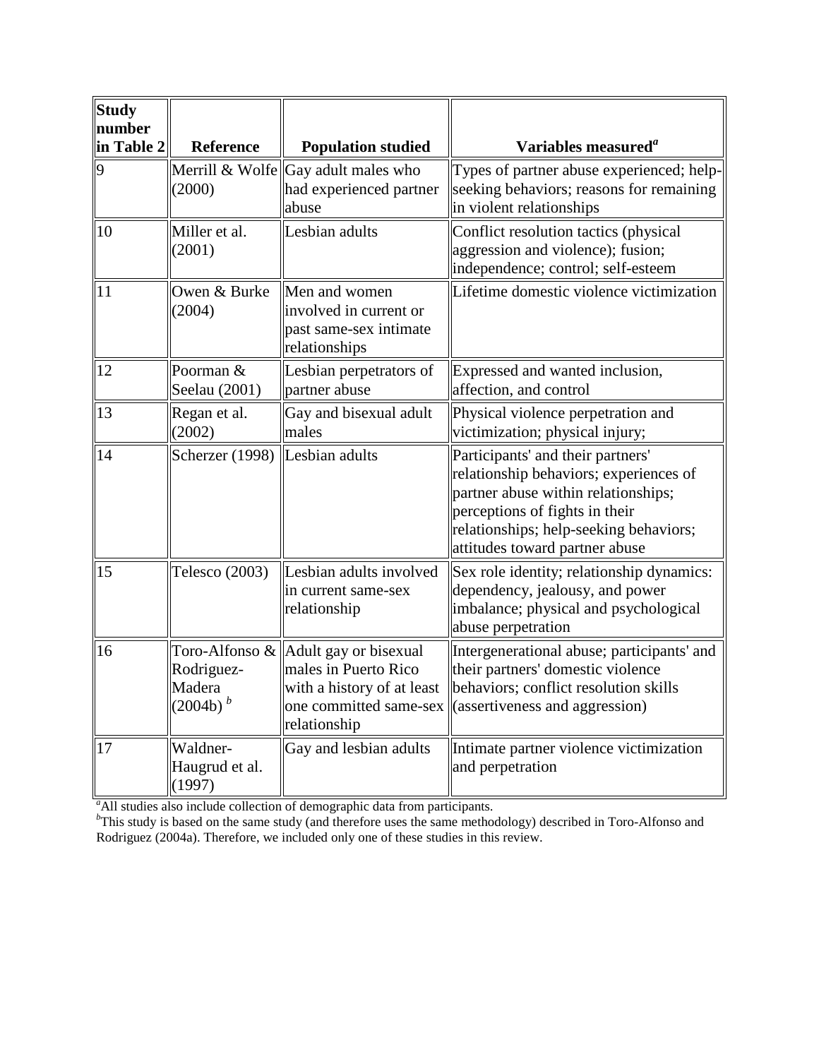| Study number in Table 2 | Reference | Population studied | Variables measured[a] |
|---|---|---|---|
| 9 | Merrill & Wolfe (2000) | Gay adult males who had experienced partner abuse | Types of partner abuse experienced; help-seeking behaviors; reasons for remaining in violent relationships |
| 10 | Miller et al. (2001) | Lesbian adults | Conflict resolution tactics (physical aggression and violence); fusion; independence; control; self-esteem |
| 11 | Owen & Burke (2004) | Men and women involved in current or past same-sex intimate relationships | Lifetime domestic violence victimization |
| 12 | Poorman & Seelau (2001) | Lesbian perpetrators of partner abuse | Expressed and wanted inclusion, affection, and control |
| 13 | Regan et al. (2002) | Gay and bisexual adult males | Physical violence perpetration and victimization; physical injury; |
| 14 | Scherzer (1998) | Lesbian adults | Participants' and their partners' relationship behaviors; experiences of partner abuse within relationships; perceptions of fights in their relationships; help-seeking behaviors; attitudes toward partner abuse |
| 15 | Telesco (2003) | Lesbian adults involved in current same-sex relationship | Sex role identity; relationship dynamics: dependency, jealousy, and power imbalance; physical and psychological abuse perpetration |
| 16 | Toro-Alfonso & Rodriguez-Madera (2004b)[b] | Adult gay or bisexual males in Puerto Rico with a history of at least one committed same-sex relationship | Intergenerational abuse; participants' and their partners' domestic violence behaviors; conflict resolution skills (assertiveness and aggression) |
| 17 | Waldner-Haugrud et al. (1997) | Gay and lesbian adults | Intimate partner violence victimization and perpetration |

[a]All studies also include collection of demographic data from participants.

[b]This study is based on the same study (and therefore uses the same methodology) described in Toro-Alfonso and Rodriguez (2004a). Therefore, we included only one of these studies in this review.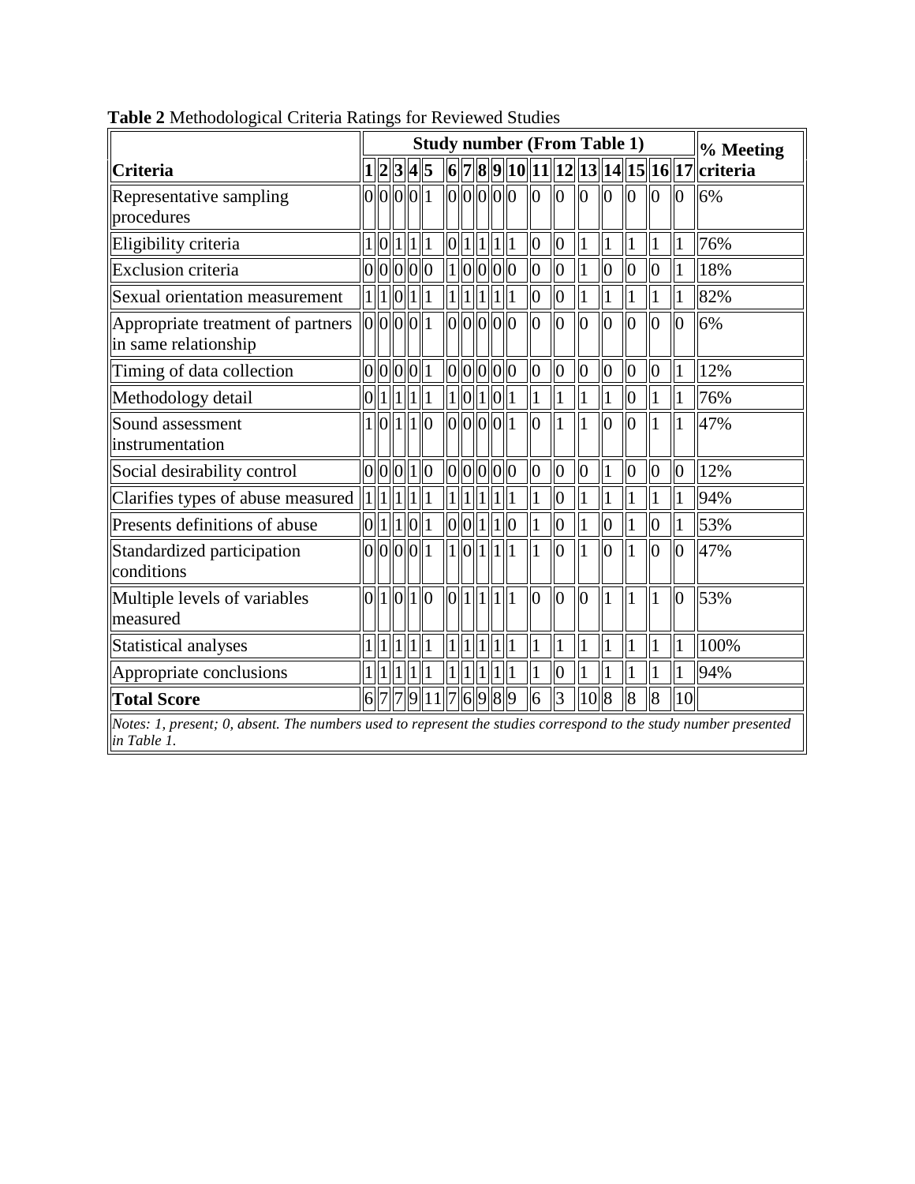**Table 2** Methodological Criteria Ratings for Reviewed Studies

| Criteria | Study number (From Table 1) | | | | | | | | | | | | | | | | | % Meeting criteria |
|---|---|---|---|---|---|---|---|---|---|---|---|---|---|---|---|---|---|---|
| | 1 | 2 | 3 | 4 | 5 | 6 | 7 | 8 | 9 | 10 | 11 | 12 | 13 | 14 | 15 | 16 | 17 | |
| Representative sampling procedures | 0 | 0 | 0 | 0 | 1 | 0 | 0 | 0 | 0 | 0 | 0 | 0 | 0 | 0 | 0 | 0 | 0 | 6% |
| Eligibility criteria | 1 | 0 | 1 | 1 | 1 | 0 | 1 | 1 | 1 | 1 | 0 | 0 | 1 | 1 | 1 | 1 | 1 | 76% |
| Exclusion criteria | 0 | 0 | 0 | 0 | 0 | 1 | 0 | 0 | 0 | 0 | 0 | 0 | 1 | 0 | 0 | 0 | 1 | 18% |
| Sexual orientation measurement | 1 | 1 | 0 | 1 | 1 | 1 | 1 | 1 | 1 | 1 | 0 | 0 | 1 | 1 | 1 | 1 | 1 | 82% |
| Appropriate treatment of partners in same relationship | 0 | 0 | 0 | 0 | 1 | 0 | 0 | 0 | 0 | 0 | 0 | 0 | 0 | 0 | 0 | 0 | 0 | 6% |
| Timing of data collection | 0 | 0 | 0 | 0 | 1 | 0 | 0 | 0 | 0 | 0 | 0 | 0 | 0 | 0 | 0 | 0 | 1 | 12% |
| Methodology detail | 0 | 1 | 1 | 1 | 1 | 1 | 0 | 1 | 0 | 1 | 1 | 1 | 1 | 1 | 0 | 1 | 1 | 76% |
| Sound assessment instrumentation | 1 | 0 | 1 | 1 | 0 | 0 | 0 | 0 | 0 | 1 | 0 | 1 | 1 | 0 | 0 | 1 | 1 | 47% |
| Social desirability control | 0 | 0 | 0 | 1 | 0 | 0 | 0 | 0 | 0 | 0 | 0 | 0 | 0 | 1 | 0 | 0 | 0 | 12% |
| Clarifies types of abuse measured | 1 | 1 | 1 | 1 | 1 | 1 | 1 | 1 | 1 | 1 | 1 | 0 | 1 | 1 | 1 | 1 | 1 | 94% |
| Presents definitions of abuse | 0 | 1 | 1 | 0 | 1 | 0 | 0 | 1 | 1 | 0 | 1 | 0 | 1 | 0 | 1 | 0 | 1 | 53% |
| Standardized participation conditions | 0 | 0 | 0 | 0 | 1 | 1 | 0 | 1 | 1 | 1 | 1 | 0 | 1 | 0 | 1 | 0 | 0 | 47% |
| Multiple levels of variables measured | 0 | 1 | 0 | 1 | 0 | 0 | 1 | 1 | 1 | 1 | 0 | 0 | 0 | 1 | 1 | 1 | 0 | 53% |
| Statistical analyses | 1 | 1 | 1 | 1 | 1 | 1 | 1 | 1 | 1 | 1 | 1 | 1 | 1 | 1 | 1 | 1 | 1 | 100% |
| Appropriate conclusions | 1 | 1 | 1 | 1 | 1 | 1 | 1 | 1 | 1 | 1 | 1 | 0 | 1 | 1 | 1 | 1 | 1 | 94% |
| **Total Score** | 6 | 7 | 7 | 9 | 11 | 7 | 6 | 9 | 8 | 9 | 6 | 3 | 10 | 8 | 8 | 8 | 10 | |

*Notes: 1, present; 0, absent. The numbers used to represent the studies correspond to the study number presented in Table 1.*